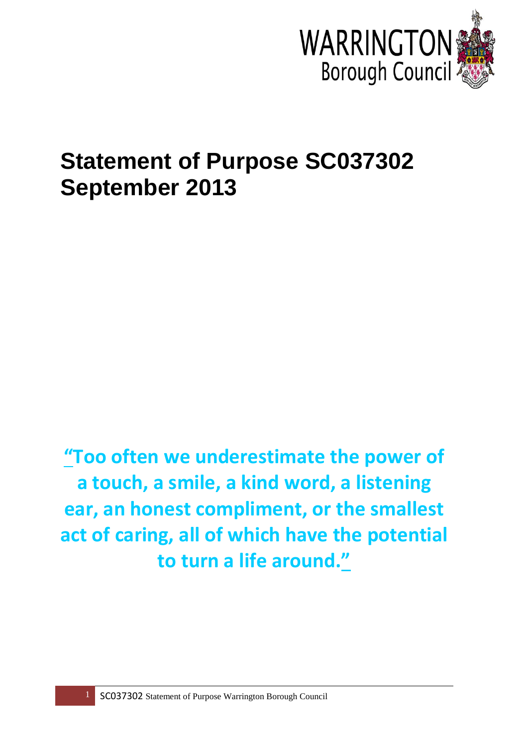WARRINGTON Borough Council

# Statement of Purpose SC037302 September 2013

**"Too often we underestimate the power of a touch, a smile, a kind word, a listening ear, an honest compliment, or the smallest act of caring, all of which have the potential to turn a life around."**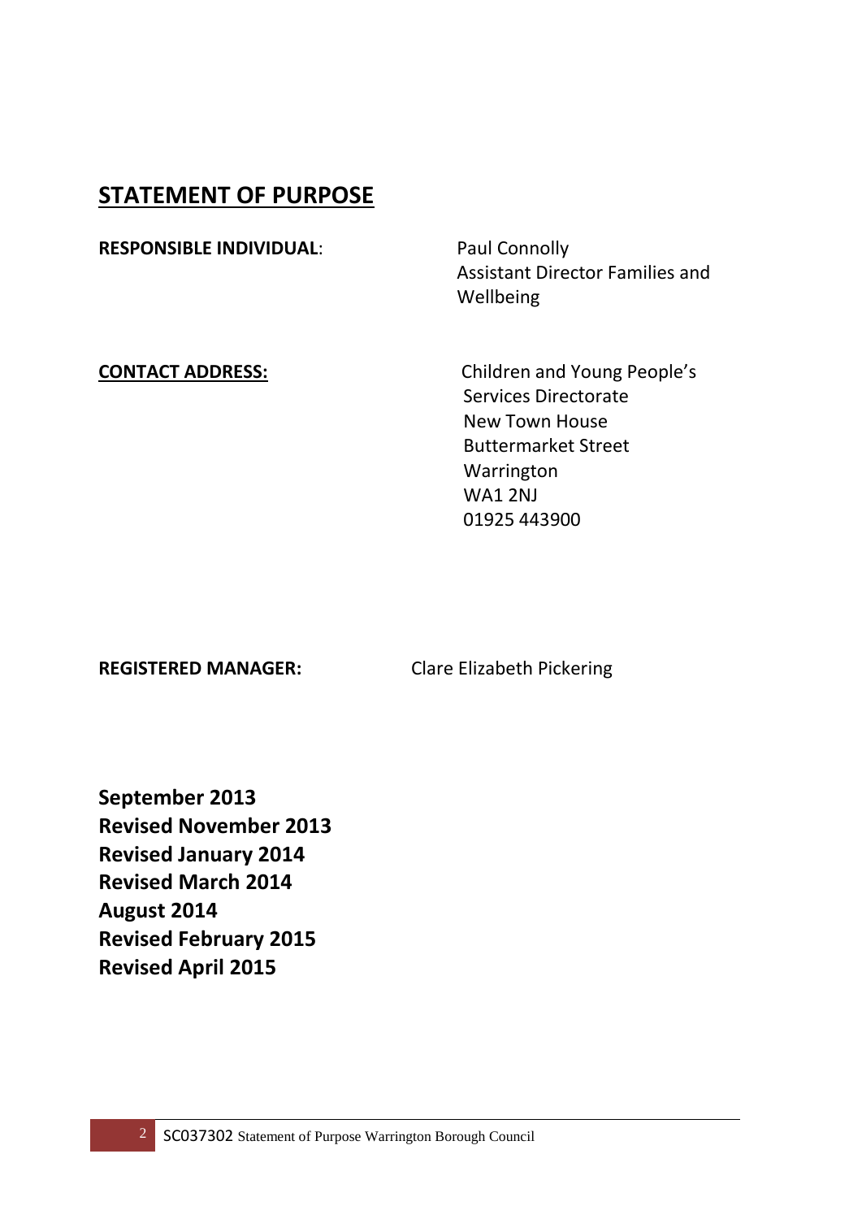# STATEMENT OF PURPOSE

**RESPONSIBLE INDIVIDUAL**: Paul Connolly
Assistant Director Families and Wellbeing

**CONTACT ADDRESS:**
Children and Young People's Services Directorate
New Town House
Buttermarket Street
Warrington
WA1 2NJ
01925 443900

**REGISTERED MANAGER:** Clare Elizabeth Pickering

**September 2013**
**Revised November 2013**
**Revised January 2014**
**Revised March 2014**
**August 2014**
**Revised February 2015**
**Revised April 2015**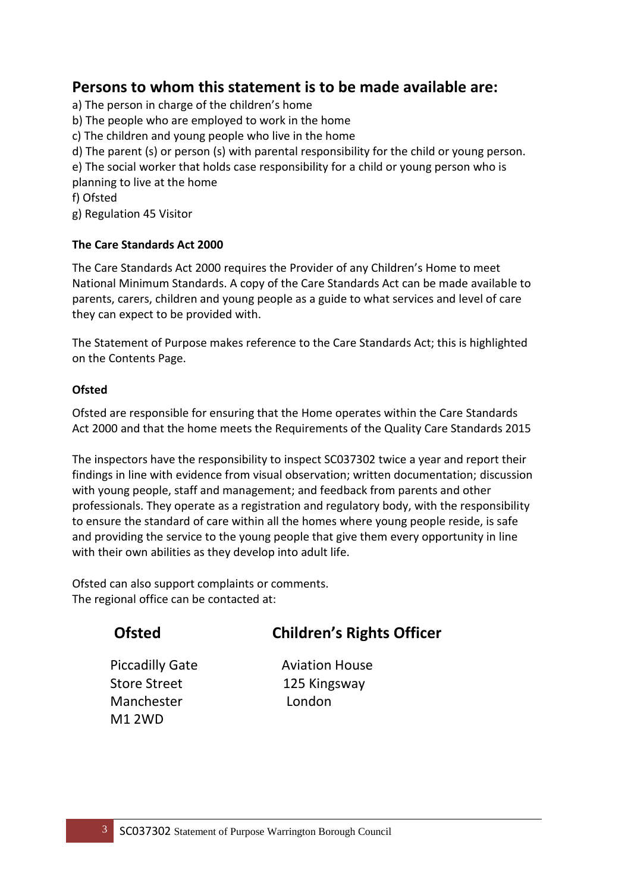## Persons to whom this statement is to be made available are:

a) The person in charge of the children's home
b) The people who are employed to work in the home
c) The children and young people who live in the home
d) The parent (s) or person (s) with parental responsibility for the child or young person.
e) The social worker that holds case responsibility for a child or young person who is planning to live at the home
f) Ofsted
g) Regulation 45 Visitor

**The Care Standards Act 2000**

The Care Standards Act 2000 requires the Provider of any Children's Home to meet National Minimum Standards. A copy of the Care Standards Act can be made available to parents, carers, children and young people as a guide to what services and level of care they can expect to be provided with.

The Statement of Purpose makes reference to the Care Standards Act; this is highlighted on the Contents Page.

**Ofsted**

Ofsted are responsible for ensuring that the Home operates within the Care Standards Act 2000 and that the home meets the Requirements of the Quality Care Standards 2015

The inspectors have the responsibility to inspect SC037302 twice a year and report their findings in line with evidence from visual observation; written documentation; discussion with young people, staff and management; and feedback from parents and other professionals. They operate as a registration and regulatory body, with the responsibility to ensure the standard of care within all the homes where young people reside, is safe and providing the service to the young people that give them every opportunity in line with their own abilities as they develop into adult life.

Ofsted can also support complaints or comments.
The regional office can be contacted at:

| **Ofsted** | **Children's Rights Officer** |
|---|---|
| Piccadilly Gate<br>Store Street<br>Manchester<br>M1 2WD | Aviation House<br>125 Kingsway<br>London |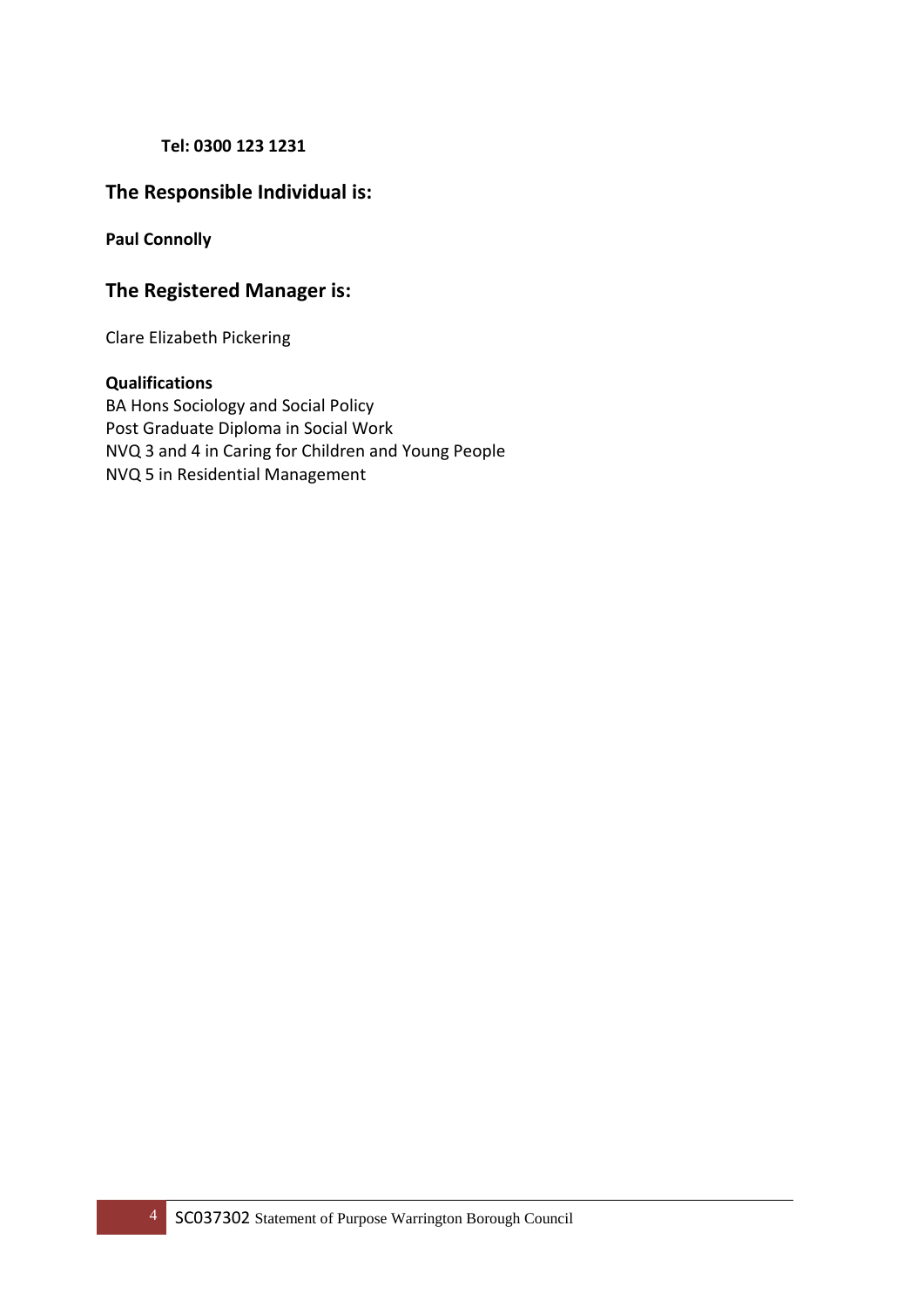**Tel: 0300 123 1231**

## The Responsible Individual is:

**Paul Connolly**

## The Registered Manager is:

Clare Elizabeth Pickering

**Qualifications**
BA Hons Sociology and Social Policy
Post Graduate Diploma in Social Work
NVQ 3 and 4 in Caring for Children and Young People
NVQ 5 in Residential Management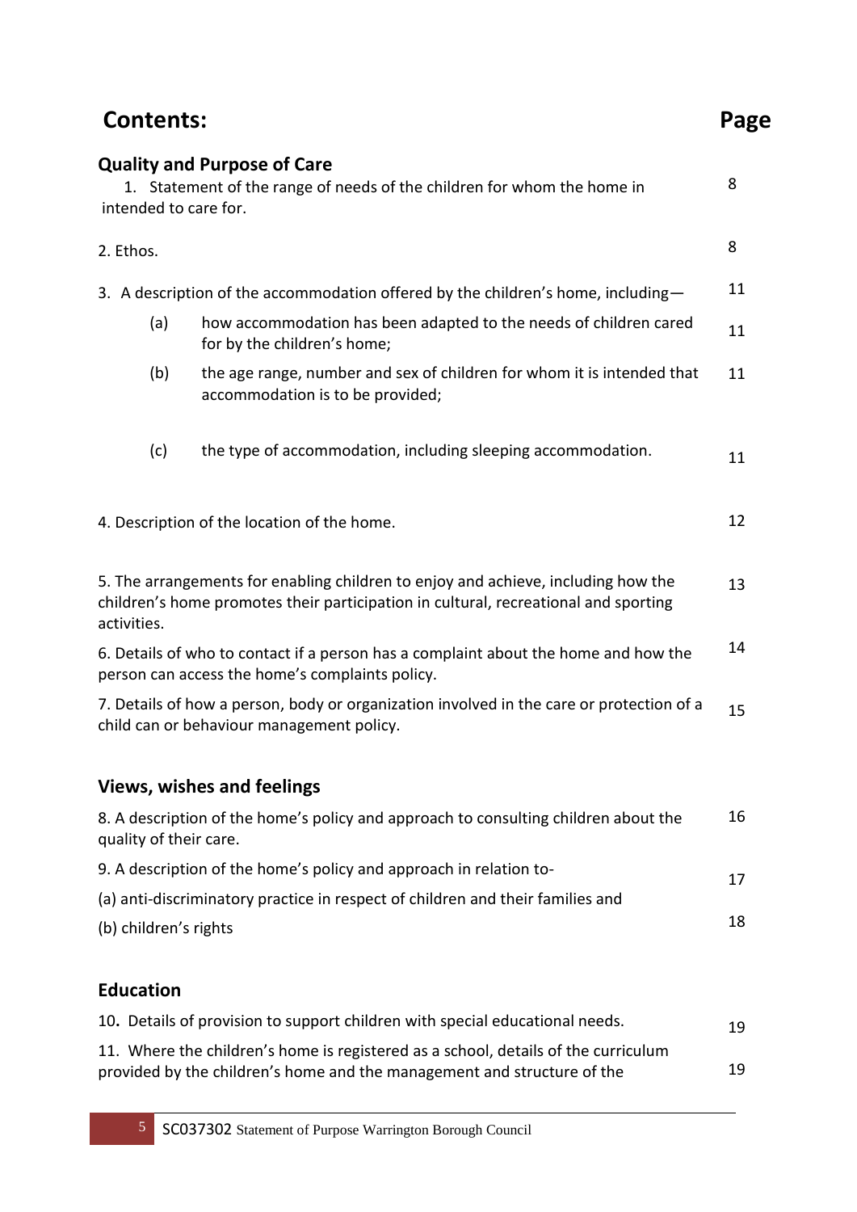# Contents:

| | Page |
|---|---|
| **Quality and Purpose of Care** | |
| 1. Statement of the range of needs of the children for whom the home in intended to care for. | 8 |
| 2. Ethos. | 8 |
| 3. A description of the accommodation offered by the children's home, including— | 11 |
| (a) how accommodation has been adapted to the needs of children cared for by the children's home; | 11 |
| (b) the age range, number and sex of children for whom it is intended that accommodation is to be provided; | 11 |
| (c) the type of accommodation, including sleeping accommodation. | 11 |
| 4. Description of the location of the home. | 12 |
| 5. The arrangements for enabling children to enjoy and achieve, including how the children's home promotes their participation in cultural, recreational and sporting activities. | 13 |
| 6. Details of who to contact if a person has a complaint about the home and how the person can access the home's complaints policy. | 14 |
| 7. Details of how a person, body or organization involved in the care or protection of a child can or behaviour management policy. | 15 |
| **Views, wishes and feelings** | |
| 8. A description of the home's policy and approach to consulting children about the quality of their care. | 16 |
| 9. A description of the home's policy and approach in relation to- | |
| (a) anti-discriminatory practice in respect of children and their families and | 17 |
| (b) children's rights | 18 |
| **Education** | |
| 10. Details of provision to support children with special educational needs. | 19 |
| 11. Where the children's home is registered as a school, details of the curriculum provided by the children's home and the management and structure of the | 19 |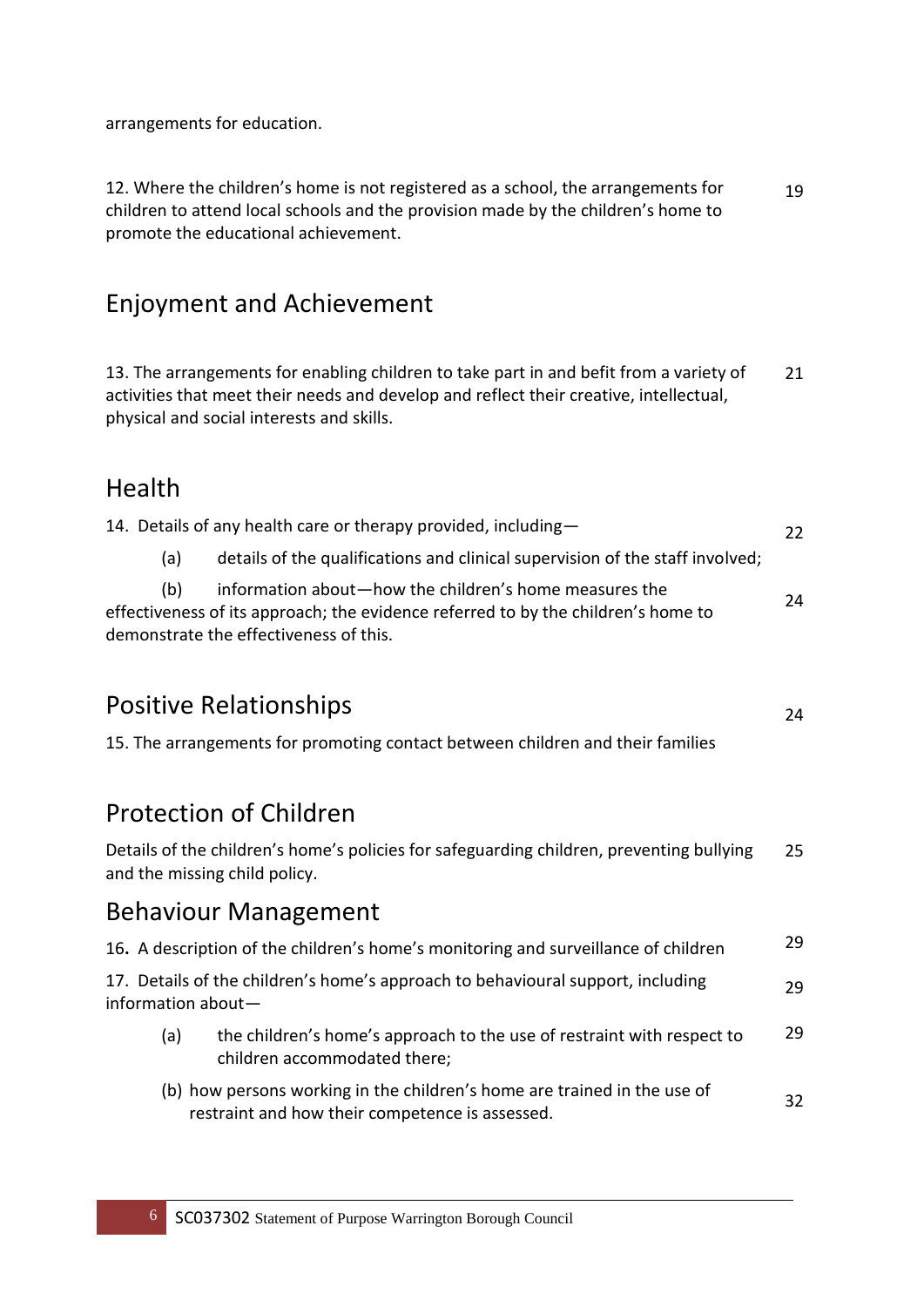arrangements for education.

12. Where the children's home is not registered as a school, the arrangements for children to attend local schools and the provision made by the children's home to promote the educational achievement. 19

## Enjoyment and Achievement

13. The arrangements for enabling children to take part in and befit from a variety of activities that meet their needs and develop and reflect their creative, intellectual, physical and social interests and skills. 21

## Health

14. Details of any health care or therapy provided, including— 22

(a) details of the qualifications and clinical supervision of the staff involved;

(b) information about—how the children's home measures the effectiveness of its approach; the evidence referred to by the children's home to demonstrate the effectiveness of this. 24

## Positive Relationships 24

15. The arrangements for promoting contact between children and their families

## Protection of Children

Details of the children's home's policies for safeguarding children, preventing bullying and the missing child policy. 25

## Behaviour Management

16. A description of the children's home's monitoring and surveillance of children 29

17. Details of the children's home's approach to behavioural support, including information about— 29

(a) the children's home's approach to the use of restraint with respect to children accommodated there; 29

(b) how persons working in the children's home are trained in the use of restraint and how their competence is assessed. 32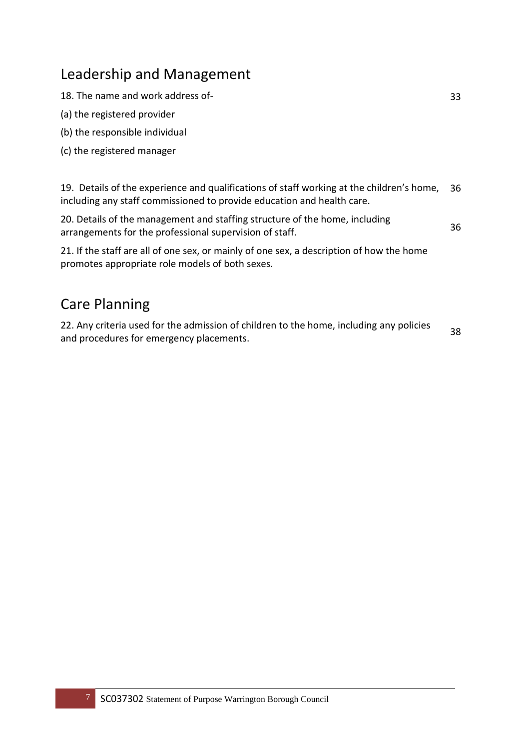## Leadership and Management

| | |
|---|---|
| 18. The name and work address of- <br> (a) the registered provider <br> (b) the responsible individual <br> (c) the registered manager | 33 |
| 19. Details of the experience and qualifications of staff working at the children's home, including any staff commissioned to provide education and health care. | 36 |
| 20. Details of the management and staffing structure of the home, including arrangements for the professional supervision of staff. | 36 |
| 21. If the staff are all of one sex, or mainly of one sex, a description of how the home promotes appropriate role models of both sexes. | |

## Care Planning

| | |
|---|---|
| 22. Any criteria used for the admission of children to the home, including any policies and procedures for emergency placements. | 38 |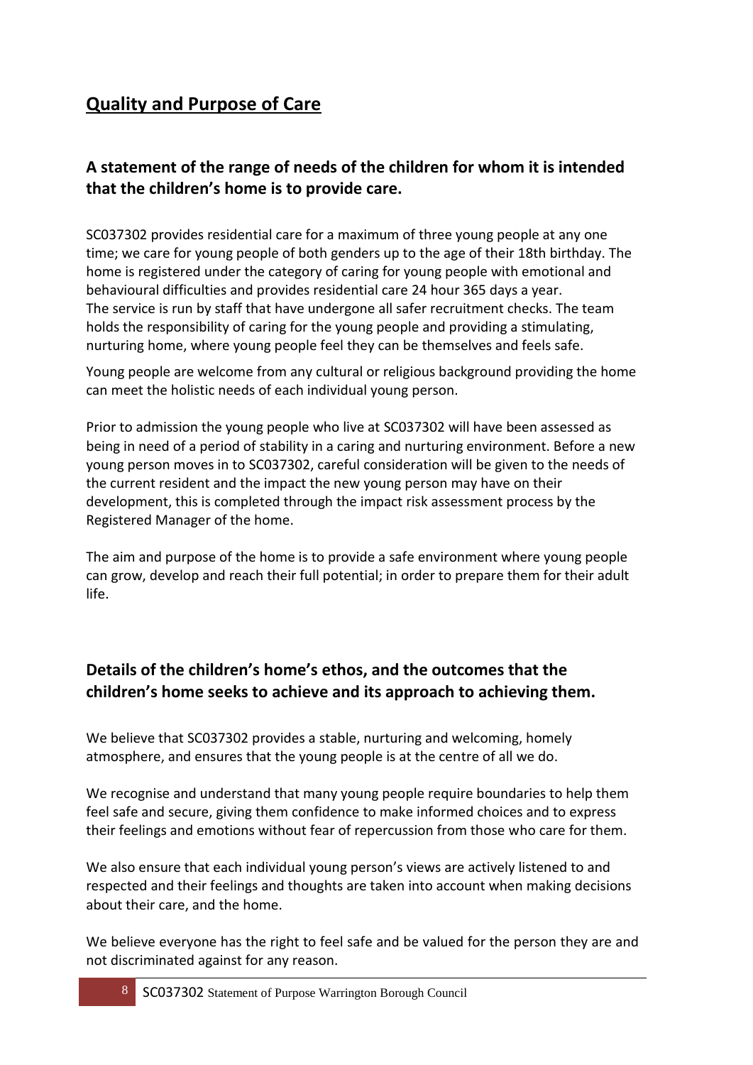## Quality and Purpose of Care

### A statement of the range of needs of the children for whom it is intended that the children's home is to provide care.

SC037302 provides residential care for a maximum of three young people at any one time; we care for young people of both genders up to the age of their 18th birthday. The home is registered under the category of caring for young people with emotional and behavioural difficulties and provides residential care 24 hour 365 days a year. The service is run by staff that have undergone all safer recruitment checks. The team holds the responsibility of caring for the young people and providing a stimulating, nurturing home, where young people feel they can be themselves and feels safe.

Young people are welcome from any cultural or religious background providing the home can meet the holistic needs of each individual young person.

Prior to admission the young people who live at SC037302 will have been assessed as being in need of a period of stability in a caring and nurturing environment. Before a new young person moves in to SC037302, careful consideration will be given to the needs of the current resident and the impact the new young person may have on their development, this is completed through the impact risk assessment process by the Registered Manager of the home.

The aim and purpose of the home is to provide a safe environment where young people can grow, develop and reach their full potential; in order to prepare them for their adult life.

### Details of the children's home's ethos, and the outcomes that the children's home seeks to achieve and its approach to achieving them.

We believe that SC037302 provides a stable, nurturing and welcoming, homely atmosphere, and ensures that the young people is at the centre of all we do.

We recognise and understand that many young people require boundaries to help them feel safe and secure, giving them confidence to make informed choices and to express their feelings and emotions without fear of repercussion from those who care for them.

We also ensure that each individual young person's views are actively listened to and respected and their feelings and thoughts are taken into account when making decisions about their care, and the home.

We believe everyone has the right to feel safe and be valued for the person they are and not discriminated against for any reason.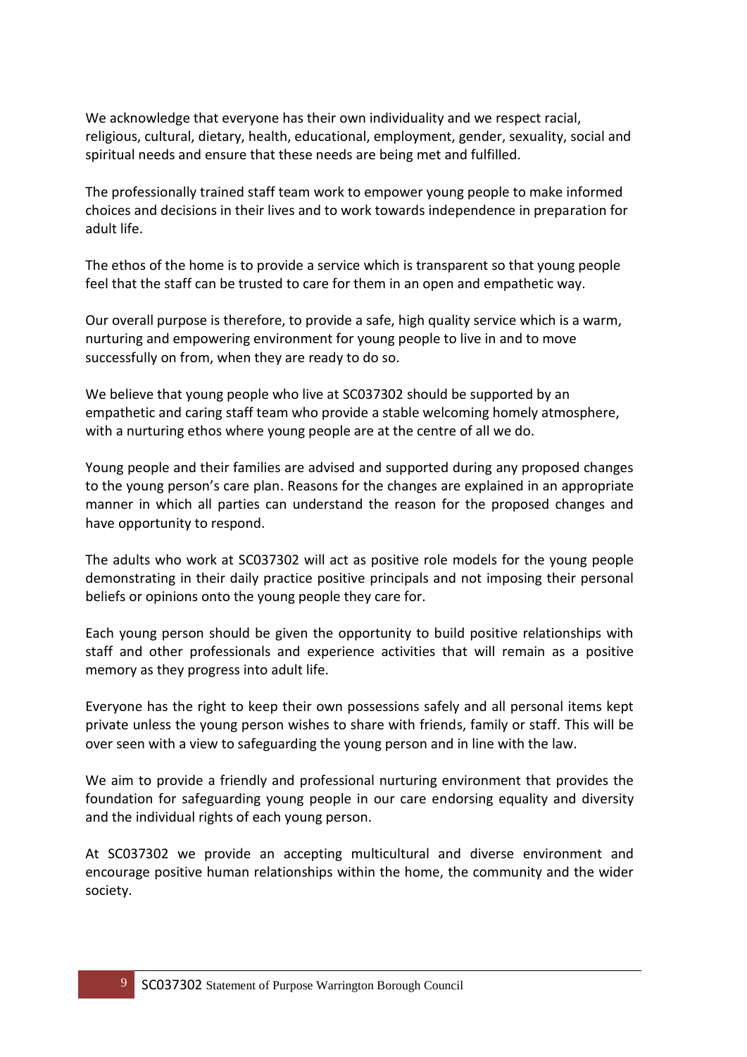We acknowledge that everyone has their own individuality and we respect racial, religious, cultural, dietary, health, educational, employment, gender, sexuality, social and spiritual needs and ensure that these needs are being met and fulfilled.

The professionally trained staff team work to empower young people to make informed choices and decisions in their lives and to work towards independence in preparation for adult life.

The ethos of the home is to provide a service which is transparent so that young people feel that the staff can be trusted to care for them in an open and empathetic way.

Our overall purpose is therefore, to provide a safe, high quality service which is a warm, nurturing and empowering environment for young people to live in and to move successfully on from, when they are ready to do so.

We believe that young people who live at SC037302 should be supported by an empathetic and caring staff team who provide a stable welcoming homely atmosphere, with a nurturing ethos where young people are at the centre of all we do.

Young people and their families are advised and supported during any proposed changes to the young person's care plan. Reasons for the changes are explained in an appropriate manner in which all parties can understand the reason for the proposed changes and have opportunity to respond.

The adults who work at SC037302 will act as positive role models for the young people demonstrating in their daily practice positive principals and not imposing their personal beliefs or opinions onto the young people they care for.

Each young person should be given the opportunity to build positive relationships with staff and other professionals and experience activities that will remain as a positive memory as they progress into adult life.

Everyone has the right to keep their own possessions safely and all personal items kept private unless the young person wishes to share with friends, family or staff. This will be over seen with a view to safeguarding the young person and in line with the law.

We aim to provide a friendly and professional nurturing environment that provides the foundation for safeguarding young people in our care endorsing equality and diversity and the individual rights of each young person.

At SC037302 we provide an accepting multicultural and diverse environment and encourage positive human relationships within the home, the community and the wider society.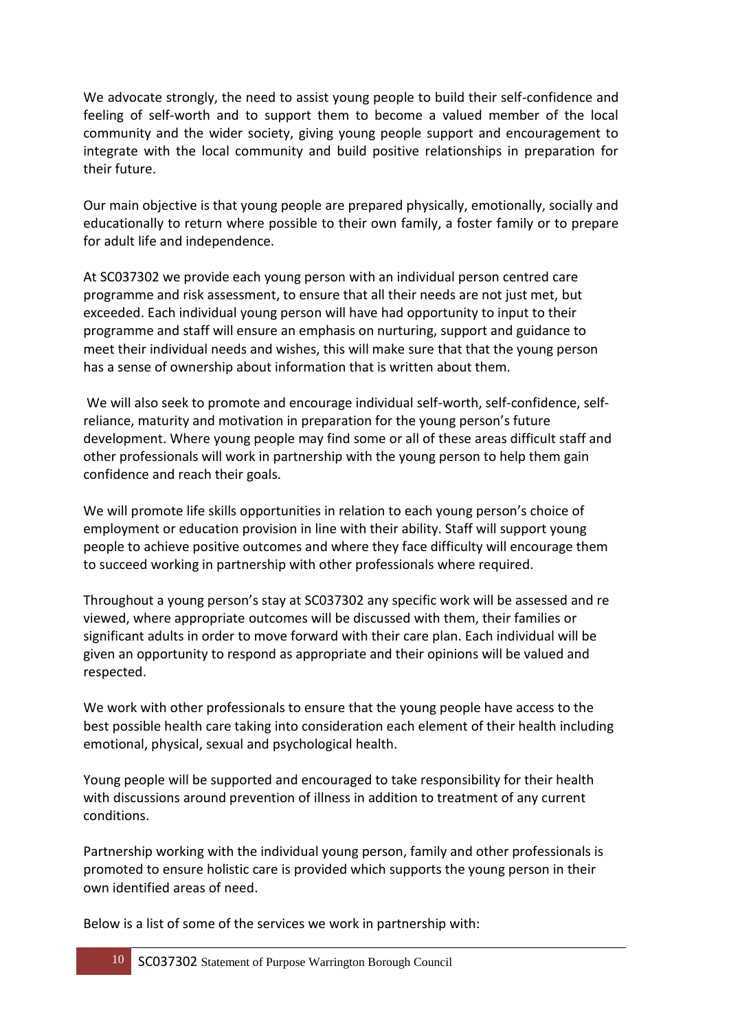We advocate strongly, the need to assist young people to build their self-confidence and feeling of self-worth and to support them to become a valued member of the local community and the wider society, giving young people support and encouragement to integrate with the local community and build positive relationships in preparation for their future.

Our main objective is that young people are prepared physically, emotionally, socially and educationally to return where possible to their own family, a foster family or to prepare for adult life and independence.

At SC037302 we provide each young person with an individual person centred care programme and risk assessment, to ensure that all their needs are not just met, but exceeded. Each individual young person will have had opportunity to input to their programme and staff will ensure an emphasis on nurturing, support and guidance to meet their individual needs and wishes, this will make sure that that the young person has a sense of ownership about information that is written about them.

We will also seek to promote and encourage individual self-worth, self-confidence, self-reliance, maturity and motivation in preparation for the young person's future development. Where young people may find some or all of these areas difficult staff and other professionals will work in partnership with the young person to help them gain confidence and reach their goals.

We will promote life skills opportunities in relation to each young person's choice of employment or education provision in line with their ability. Staff will support young people to achieve positive outcomes and where they face difficulty will encourage them to succeed working in partnership with other professionals where required.

Throughout a young person's stay at SC037302 any specific work will be assessed and re viewed, where appropriate outcomes will be discussed with them, their families or significant adults in order to move forward with their care plan. Each individual will be given an opportunity to respond as appropriate and their opinions will be valued and respected.

We work with other professionals to ensure that the young people have access to the best possible health care taking into consideration each element of their health including emotional, physical, sexual and psychological health.

Young people will be supported and encouraged to take responsibility for their health with discussions around prevention of illness in addition to treatment of any current conditions.

Partnership working with the individual young person, family and other professionals is promoted to ensure holistic care is provided which supports the young person in their own identified areas of need.

Below is a list of some of the services we work in partnership with: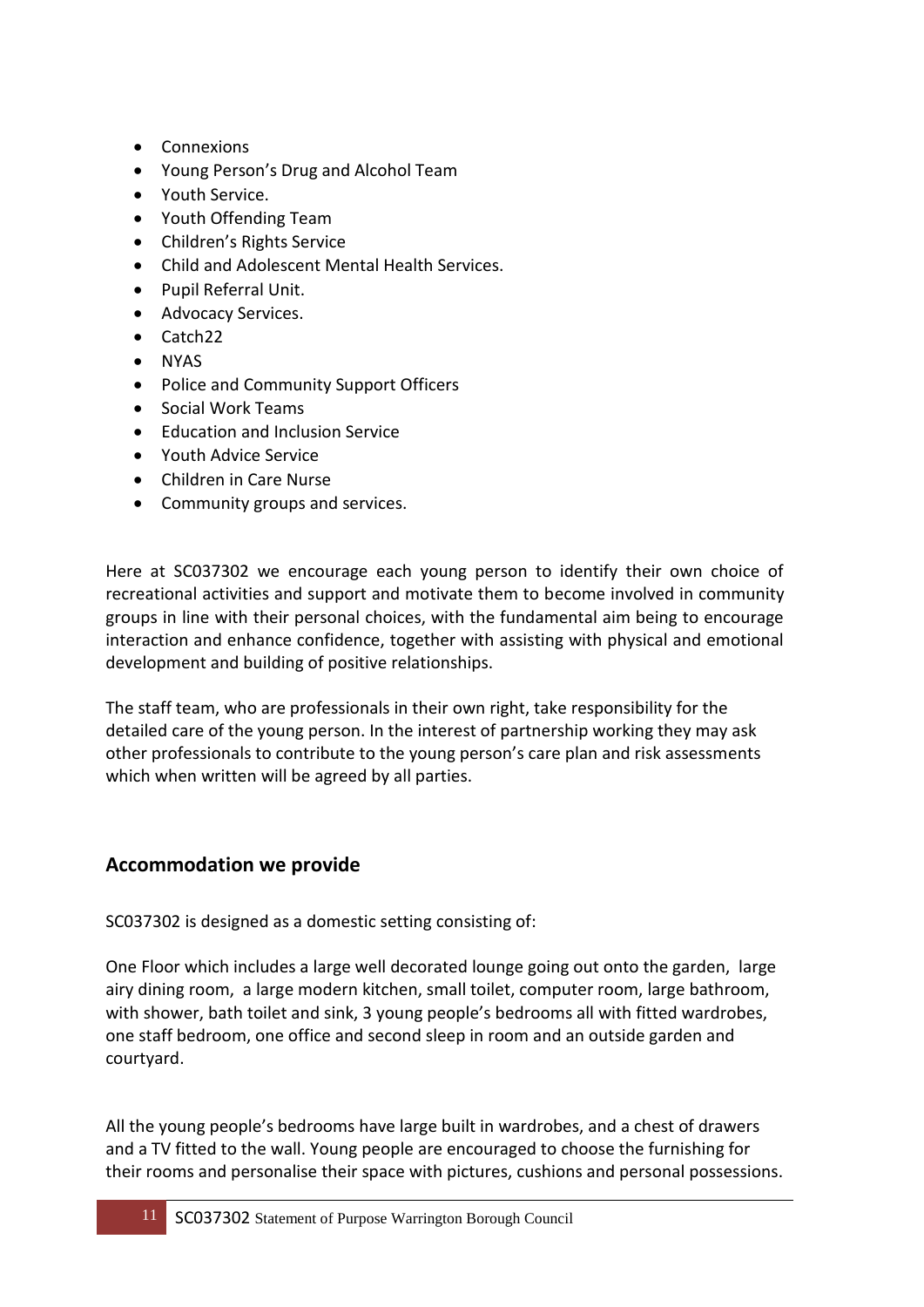- Connexions
- Young Person's Drug and Alcohol Team
- Youth Service.
- Youth Offending Team
- Children's Rights Service
- Child and Adolescent Mental Health Services.
- Pupil Referral Unit.
- Advocacy Services.
- Catch22
- NYAS
- Police and Community Support Officers
- Social Work Teams
- Education and Inclusion Service
- Youth Advice Service
- Children in Care Nurse
- Community groups and services.

Here at SC037302 we encourage each young person to identify their own choice of recreational activities and support and motivate them to become involved in community groups in line with their personal choices, with the fundamental aim being to encourage interaction and enhance confidence, together with assisting with physical and emotional development and building of positive relationships.

The staff team, who are professionals in their own right, take responsibility for the detailed care of the young person. In the interest of partnership working they may ask other professionals to contribute to the young person's care plan and risk assessments which when written will be agreed by all parties.

## Accommodation we provide

SC037302 is designed as a domestic setting consisting of:

One Floor which includes a large well decorated lounge going out onto the garden, large airy dining room, a large modern kitchen, small toilet, computer room, large bathroom, with shower, bath toilet and sink, 3 young people's bedrooms all with fitted wardrobes, one staff bedroom, one office and second sleep in room and an outside garden and courtyard.

All the young people's bedrooms have large built in wardrobes, and a chest of drawers and a TV fitted to the wall. Young people are encouraged to choose the furnishing for their rooms and personalise their space with pictures, cushions and personal possessions.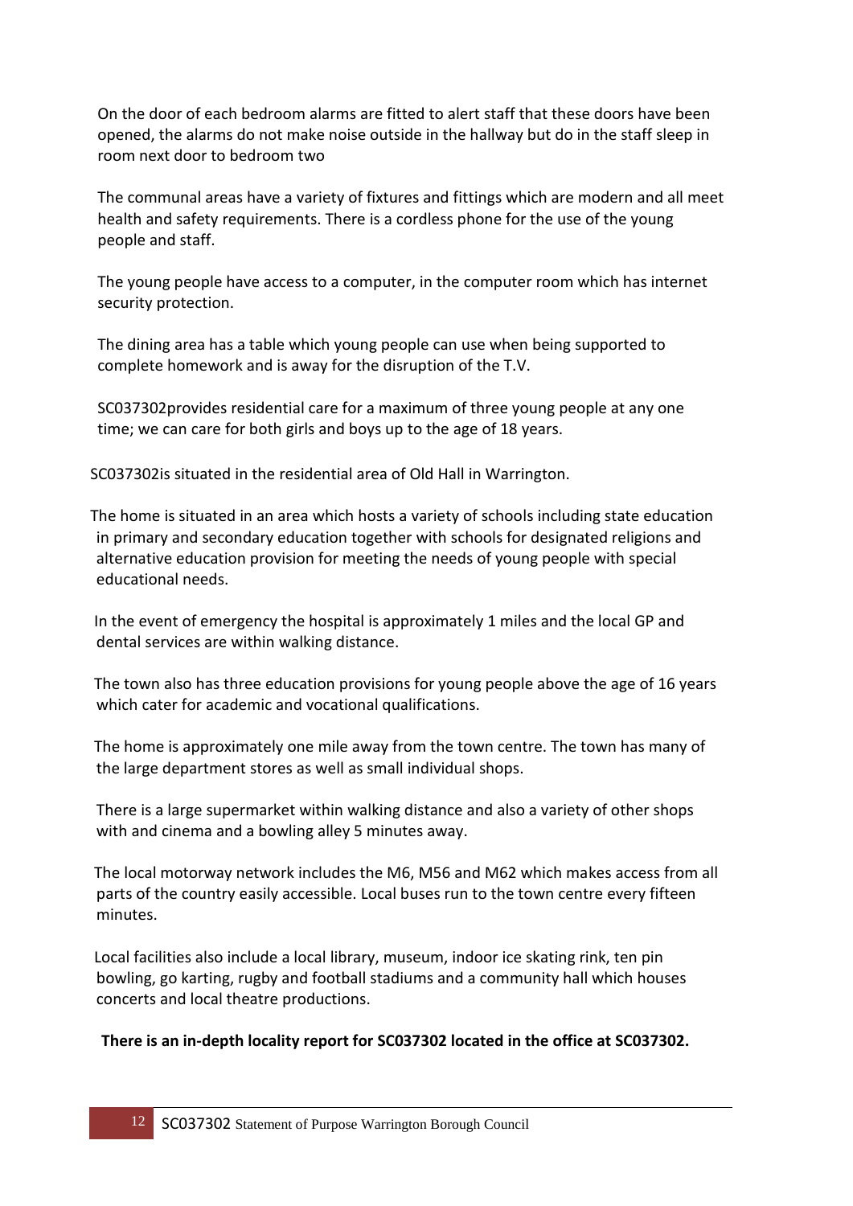On the door of each bedroom alarms are fitted to alert staff that these doors have been opened, the alarms do not make noise outside in the hallway but do in the staff sleep in room next door to bedroom two

The communal areas have a variety of fixtures and fittings which are modern and all meet health and safety requirements. There is a cordless phone for the use of the young people and staff.

The young people have access to a computer, in the computer room which has internet security protection.

The dining area has a table which young people can use when being supported to complete homework and is away for the disruption of the T.V.

SC037302provides residential care for a maximum of three young people at any one time; we can care for both girls and boys up to the age of 18 years.

SC037302is situated in the residential area of Old Hall in Warrington.

The home is situated in an area which hosts a variety of schools including state education in primary and secondary education together with schools for designated religions and alternative education provision for meeting the needs of young people with special educational needs.

In the event of emergency the hospital is approximately 1 miles and the local GP and dental services are within walking distance.

The town also has three education provisions for young people above the age of 16 years which cater for academic and vocational qualifications.

The home is approximately one mile away from the town centre. The town has many of the large department stores as well as small individual shops.

There is a large supermarket within walking distance and also a variety of other shops with and cinema and a bowling alley 5 minutes away.

The local motorway network includes the M6, M56 and M62 which makes access from all parts of the country easily accessible. Local buses run to the town centre every fifteen minutes.

Local facilities also include a local library, museum, indoor ice skating rink, ten pin bowling, go karting, rugby and football stadiums and a community hall which houses concerts and local theatre productions.

**There is an in-depth locality report for SC037302 located in the office at SC037302.**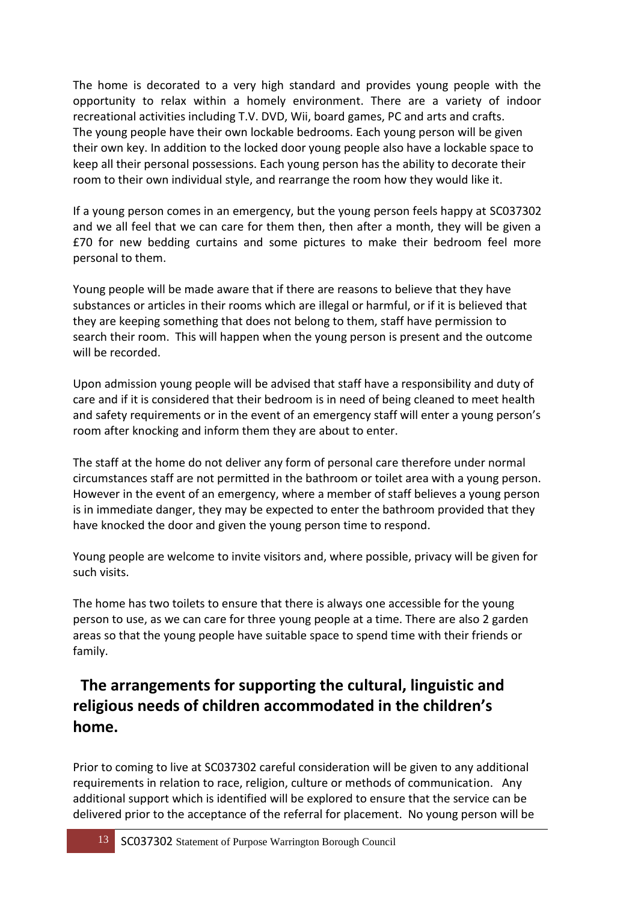The home is decorated to a very high standard and provides young people with the opportunity to relax within a homely environment. There are a variety of indoor recreational activities including T.V. DVD, Wii, board games, PC and arts and crafts. The young people have their own lockable bedrooms. Each young person will be given their own key. In addition to the locked door young people also have a lockable space to keep all their personal possessions. Each young person has the ability to decorate their room to their own individual style, and rearrange the room how they would like it.

If a young person comes in an emergency, but the young person feels happy at SC037302 and we all feel that we can care for them then, then after a month, they will be given a £70 for new bedding curtains and some pictures to make their bedroom feel more personal to them.

Young people will be made aware that if there are reasons to believe that they have substances or articles in their rooms which are illegal or harmful, or if it is believed that they are keeping something that does not belong to them, staff have permission to search their room. This will happen when the young person is present and the outcome will be recorded.

Upon admission young people will be advised that staff have a responsibility and duty of care and if it is considered that their bedroom is in need of being cleaned to meet health and safety requirements or in the event of an emergency staff will enter a young person's room after knocking and inform them they are about to enter.

The staff at the home do not deliver any form of personal care therefore under normal circumstances staff are not permitted in the bathroom or toilet area with a young person. However in the event of an emergency, where a member of staff believes a young person is in immediate danger, they may be expected to enter the bathroom provided that they have knocked the door and given the young person time to respond.

Young people are welcome to invite visitors and, where possible, privacy will be given for such visits.

The home has two toilets to ensure that there is always one accessible for the young person to use, as we can care for three young people at a time. There are also 2 garden areas so that the young people have suitable space to spend time with their friends or family.

## The arrangements for supporting the cultural, linguistic and religious needs of children accommodated in the children's home.

Prior to coming to live at SC037302 careful consideration will be given to any additional requirements in relation to race, religion, culture or methods of communication. Any additional support which is identified will be explored to ensure that the service can be delivered prior to the acceptance of the referral for placement. No young person will be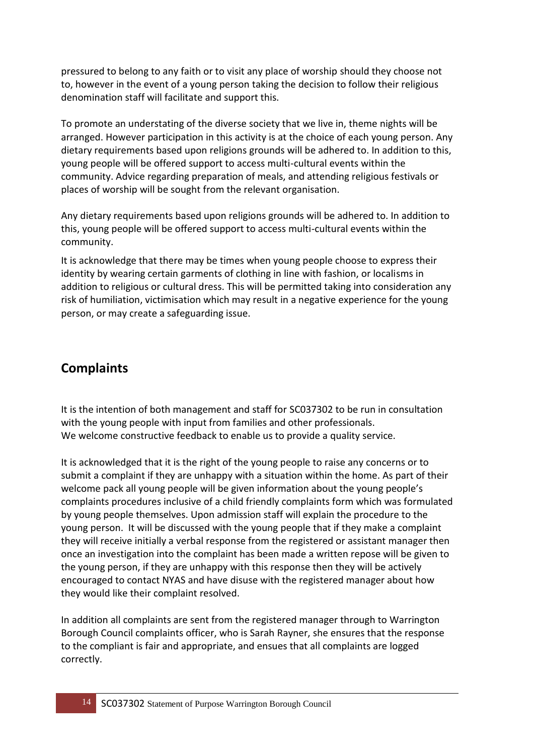pressured to belong to any faith or to visit any place of worship should they choose not to, however in the event of a young person taking the decision to follow their religious denomination staff will facilitate and support this.

To promote an understating of the diverse society that we live in, theme nights will be arranged. However participation in this activity is at the choice of each young person. Any dietary requirements based upon religions grounds will be adhered to. In addition to this, young people will be offered support to access multi-cultural events within the community. Advice regarding preparation of meals, and attending religious festivals or places of worship will be sought from the relevant organisation.

Any dietary requirements based upon religions grounds will be adhered to. In addition to this, young people will be offered support to access multi-cultural events within the community.

It is acknowledge that there may be times when young people choose to express their identity by wearing certain garments of clothing in line with fashion, or localisms in addition to religious or cultural dress. This will be permitted taking into consideration any risk of humiliation, victimisation which may result in a negative experience for the young person, or may create a safeguarding issue.

## Complaints

It is the intention of both management and staff for SC037302 to be run in consultation with the young people with input from families and other professionals.
We welcome constructive feedback to enable us to provide a quality service.

It is acknowledged that it is the right of the young people to raise any concerns or to submit a complaint if they are unhappy with a situation within the home. As part of their welcome pack all young people will be given information about the young people's complaints procedures inclusive of a child friendly complaints form which was formulated by young people themselves. Upon admission staff will explain the procedure to the young person. It will be discussed with the young people that if they make a complaint they will receive initially a verbal response from the registered or assistant manager then once an investigation into the complaint has been made a written repose will be given to the young person, if they are unhappy with this response then they will be actively encouraged to contact NYAS and have disuse with the registered manager about how they would like their complaint resolved.

In addition all complaints are sent from the registered manager through to Warrington Borough Council complaints officer, who is Sarah Rayner, she ensures that the response to the compliant is fair and appropriate, and ensues that all complaints are logged correctly.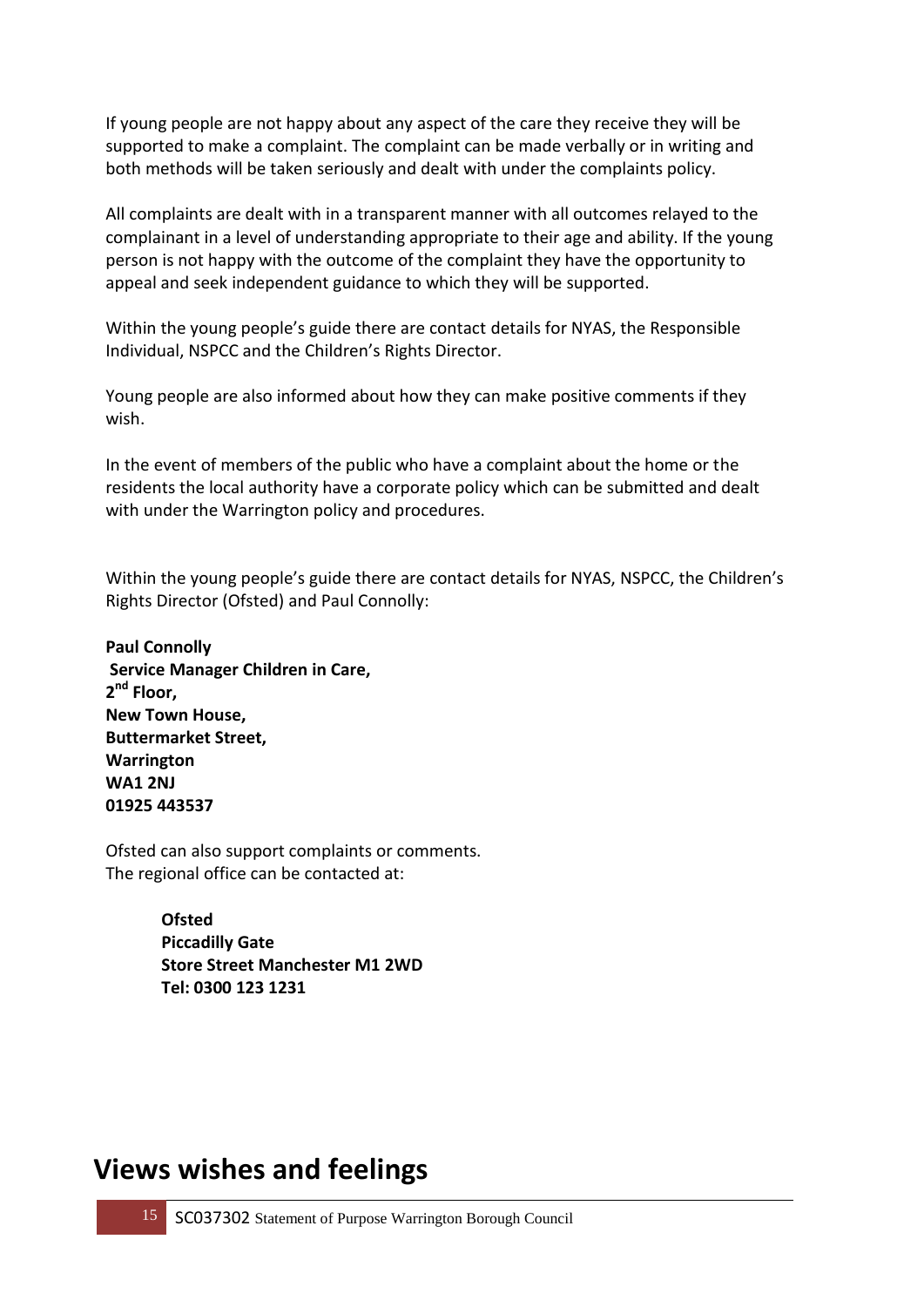If young people are not happy about any aspect of the care they receive they will be supported to make a complaint. The complaint can be made verbally or in writing and both methods will be taken seriously and dealt with under the complaints policy.

All complaints are dealt with in a transparent manner with all outcomes relayed to the complainant in a level of understanding appropriate to their age and ability. If the young person is not happy with the outcome of the complaint they have the opportunity to appeal and seek independent guidance to which they will be supported.

Within the young people's guide there are contact details for NYAS, the Responsible Individual, NSPCC and the Children's Rights Director.

Young people are also informed about how they can make positive comments if they wish.

In the event of members of the public who have a complaint about the home or the residents the local authority have a corporate policy which can be submitted and dealt with under the Warrington policy and procedures.

Within the young people's guide there are contact details for NYAS, NSPCC, the Children's Rights Director (Ofsted) and Paul Connolly:

**Paul Connolly**
**Service Manager Children in Care,**
**2nd Floor,**
**New Town House,**
**Buttermarket Street,**
**Warrington**
**WA1 2NJ**
**01925 443537**

Ofsted can also support complaints or comments.
The regional office can be contacted at:

> **Ofsted**
> **Piccadilly Gate**
> **Store Street Manchester M1 2WD**
> **Tel: 0300 123 1231**

# Views wishes and feelings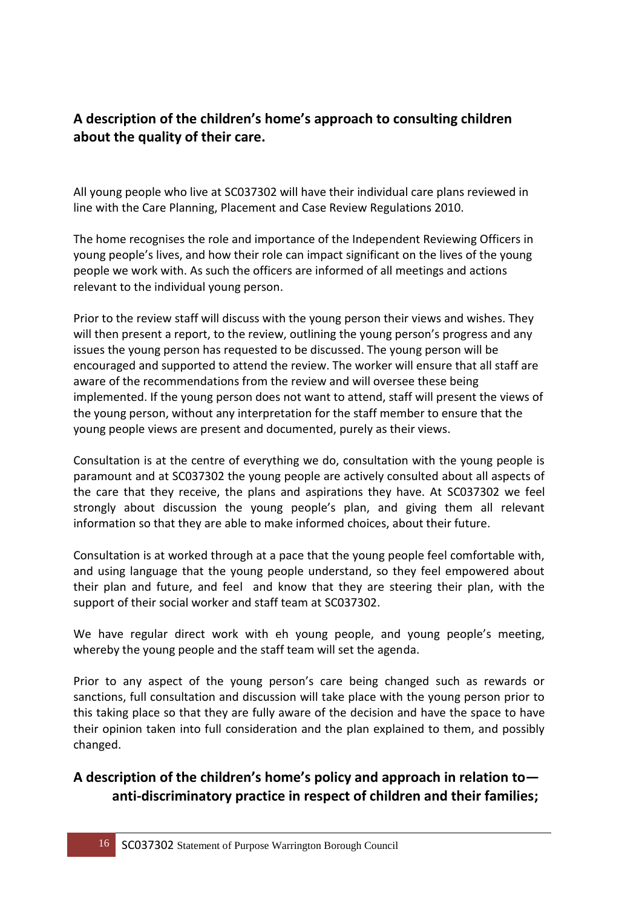## A description of the children's home's approach to consulting children about the quality of their care.

All young people who live at SC037302 will have their individual care plans reviewed in line with the Care Planning, Placement and Case Review Regulations 2010.

The home recognises the role and importance of the Independent Reviewing Officers in young people's lives, and how their role can impact significant on the lives of the young people we work with. As such the officers are informed of all meetings and actions relevant to the individual young person.

Prior to the review staff will discuss with the young person their views and wishes. They will then present a report, to the review, outlining the young person's progress and any issues the young person has requested to be discussed. The young person will be encouraged and supported to attend the review. The worker will ensure that all staff are aware of the recommendations from the review and will oversee these being implemented. If the young person does not want to attend, staff will present the views of the young person, without any interpretation for the staff member to ensure that the young people views are present and documented, purely as their views.

Consultation is at the centre of everything we do, consultation with the young people is paramount and at SC037302 the young people are actively consulted about all aspects of the care that they receive, the plans and aspirations they have. At SC037302 we feel strongly about discussion the young people's plan, and giving them all relevant information so that they are able to make informed choices, about their future.

Consultation is at worked through at a pace that the young people feel comfortable with, and using language that the young people understand, so they feel empowered about their plan and future, and feel and know that they are steering their plan, with the support of their social worker and staff team at SC037302.

We have regular direct work with eh young people, and young people's meeting, whereby the young people and the staff team will set the agenda.

Prior to any aspect of the young person's care being changed such as rewards or sanctions, full consultation and discussion will take place with the young person prior to this taking place so that they are fully aware of the decision and have the space to have their opinion taken into full consideration and the plan explained to them, and possibly changed.

## A description of the children's home's policy and approach in relation to— anti-discriminatory practice in respect of children and their families;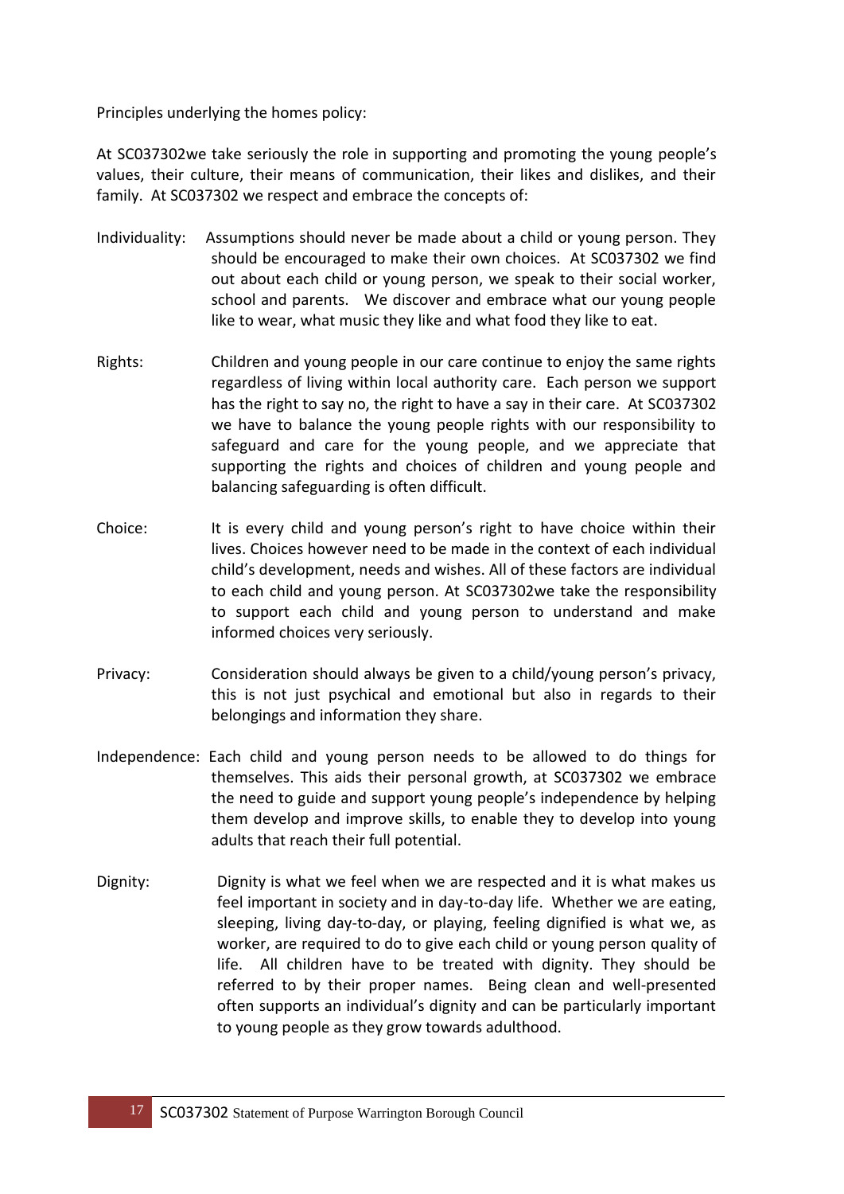Principles underlying the homes policy:

At SC037302we take seriously the role in supporting and promoting the young people's values, their culture, their means of communication, their likes and dislikes, and their family. At SC037302 we respect and embrace the concepts of:

Individuality: Assumptions should never be made about a child or young person. They should be encouraged to make their own choices. At SC037302 we find out about each child or young person, we speak to their social worker, school and parents. We discover and embrace what our young people like to wear, what music they like and what food they like to eat.

Rights: Children and young people in our care continue to enjoy the same rights regardless of living within local authority care. Each person we support has the right to say no, the right to have a say in their care. At SC037302 we have to balance the young people rights with our responsibility to safeguard and care for the young people, and we appreciate that supporting the rights and choices of children and young people and balancing safeguarding is often difficult.

Choice: It is every child and young person's right to have choice within their lives. Choices however need to be made in the context of each individual child's development, needs and wishes. All of these factors are individual to each child and young person. At SC037302we take the responsibility to support each child and young person to understand and make informed choices very seriously.

Privacy: Consideration should always be given to a child/young person's privacy, this is not just psychical and emotional but also in regards to their belongings and information they share.

Independence: Each child and young person needs to be allowed to do things for themselves. This aids their personal growth, at SC037302 we embrace the need to guide and support young people's independence by helping them develop and improve skills, to enable they to develop into young adults that reach their full potential.

Dignity: Dignity is what we feel when we are respected and it is what makes us feel important in society and in day-to-day life. Whether we are eating, sleeping, living day-to-day, or playing, feeling dignified is what we, as worker, are required to do to give each child or young person quality of life. All children have to be treated with dignity. They should be referred to by their proper names. Being clean and well-presented often supports an individual's dignity and can be particularly important to young people as they grow towards adulthood.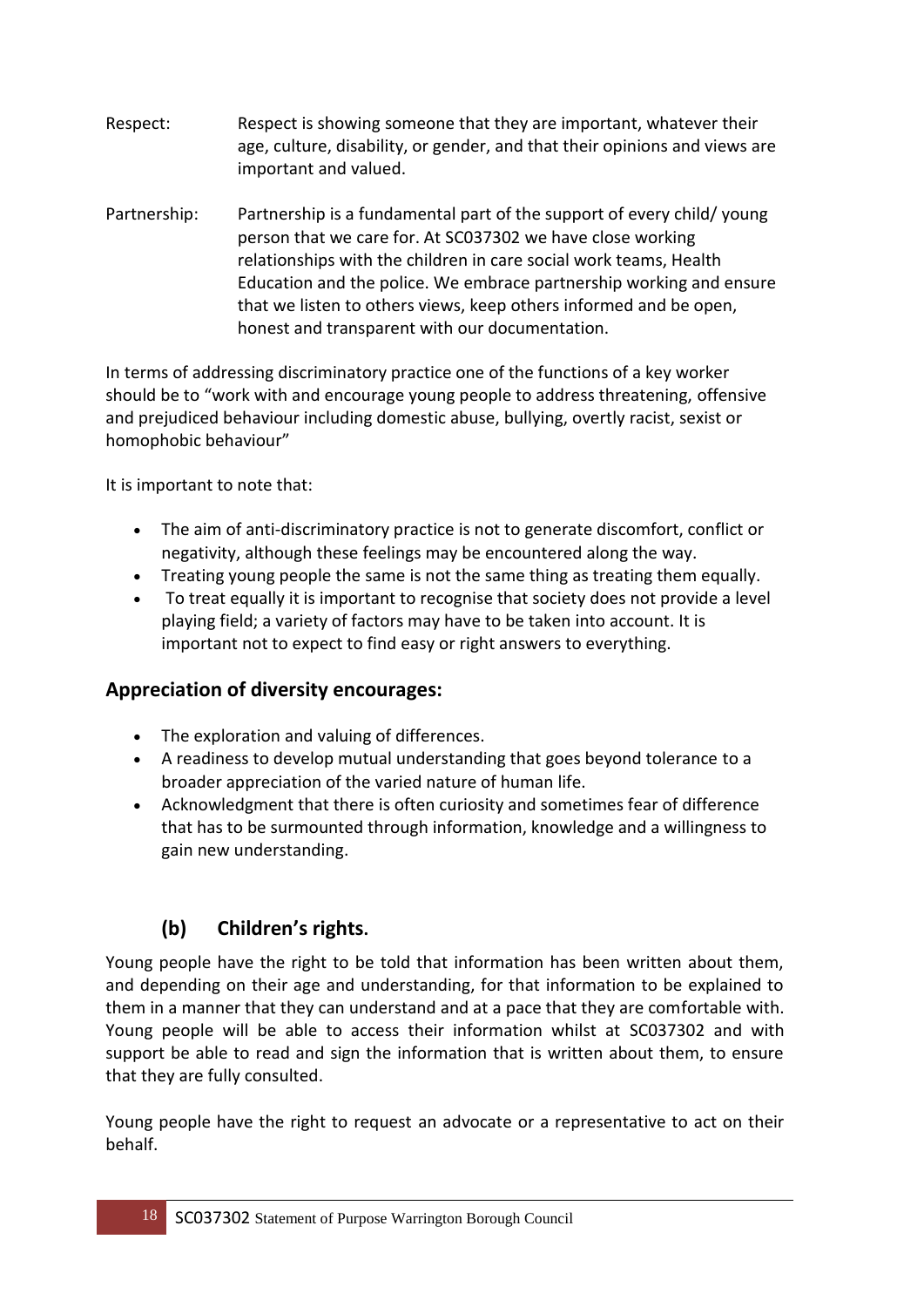Respect: Respect is showing someone that they are important, whatever their age, culture, disability, or gender, and that their opinions and views are important and valued.

Partnership: Partnership is a fundamental part of the support of every child/ young person that we care for. At SC037302 we have close working relationships with the children in care social work teams, Health Education and the police. We embrace partnership working and ensure that we listen to others views, keep others informed and be open, honest and transparent with our documentation.

In terms of addressing discriminatory practice one of the functions of a key worker should be to "work with and encourage young people to address threatening, offensive and prejudiced behaviour including domestic abuse, bullying, overtly racist, sexist or homophobic behaviour"

It is important to note that:

- The aim of anti-discriminatory practice is not to generate discomfort, conflict or negativity, although these feelings may be encountered along the way.
- Treating young people the same is not the same thing as treating them equally.
- To treat equally it is important to recognise that society does not provide a level playing field; a variety of factors may have to be taken into account. It is important not to expect to find easy or right answers to everything.

### Appreciation of diversity encourages:

- The exploration and valuing of differences.
- A readiness to develop mutual understanding that goes beyond tolerance to a broader appreciation of the varied nature of human life.
- Acknowledgment that there is often curiosity and sometimes fear of difference that has to be surmounted through information, knowledge and a willingness to gain new understanding.

### (b) Children's rights.

Young people have the right to be told that information has been written about them, and depending on their age and understanding, for that information to be explained to them in a manner that they can understand and at a pace that they are comfortable with. Young people will be able to access their information whilst at SC037302 and with support be able to read and sign the information that is written about them, to ensure that they are fully consulted.

Young people have the right to request an advocate or a representative to act on their behalf.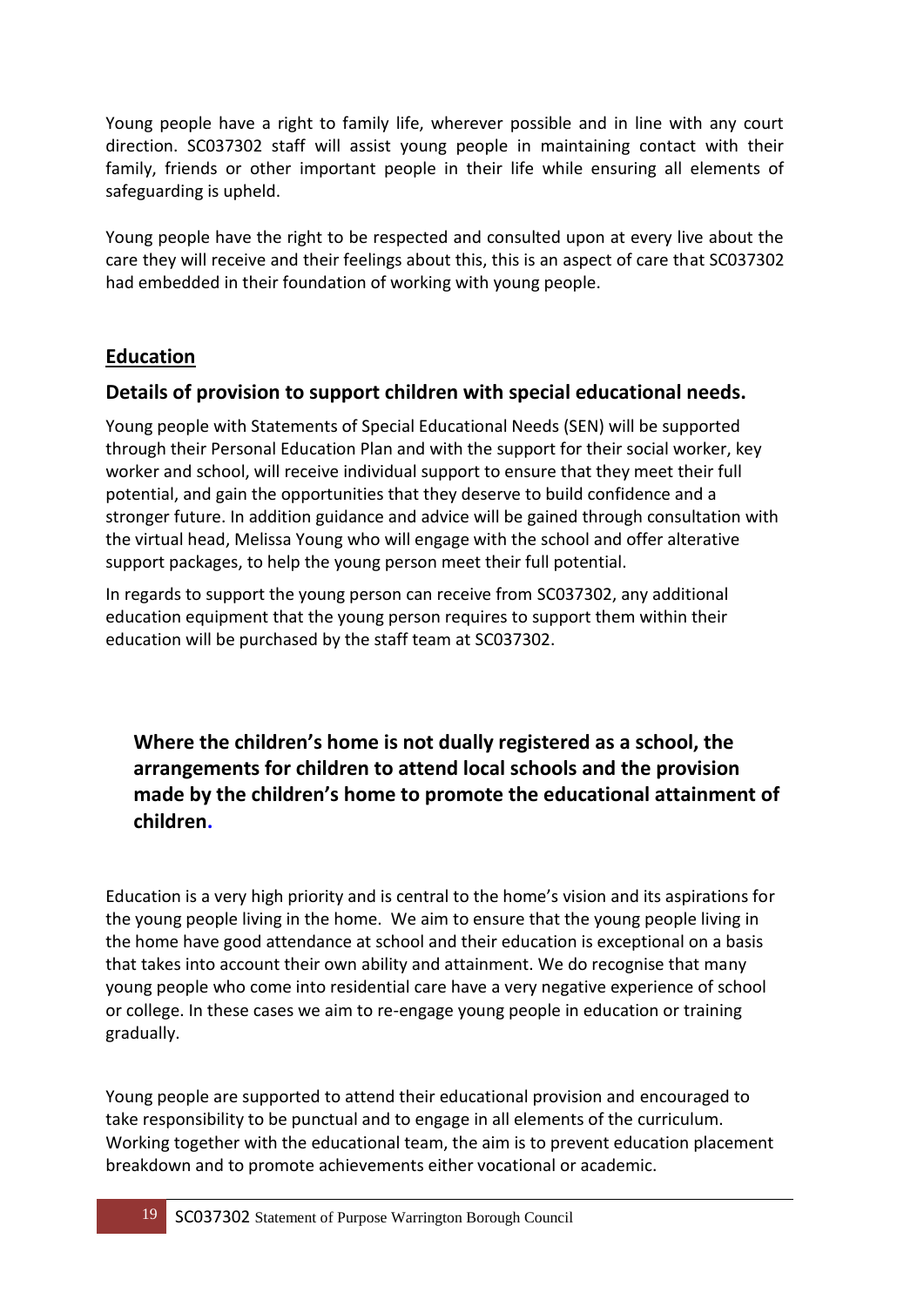Young people have a right to family life, wherever possible and in line with any court direction. SC037302 staff will assist young people in maintaining contact with their family, friends or other important people in their life while ensuring all elements of safeguarding is upheld.

Young people have the right to be respected and consulted upon at every live about the care they will receive and their feelings about this, this is an aspect of care that SC037302 had embedded in their foundation of working with young people.

## Education

### Details of provision to support children with special educational needs.

Young people with Statements of Special Educational Needs (SEN) will be supported through their Personal Education Plan and with the support for their social worker, key worker and school, will receive individual support to ensure that they meet their full potential, and gain the opportunities that they deserve to build confidence and a stronger future. In addition guidance and advice will be gained through consultation with the virtual head, Melissa Young who will engage with the school and offer alterative support packages, to help the young person meet their full potential.

In regards to support the young person can receive from SC037302, any additional education equipment that the young person requires to support them within their education will be purchased by the staff team at SC037302.

### Where the children's home is not dually registered as a school, the arrangements for children to attend local schools and the provision made by the children's home to promote the educational attainment of children.

Education is a very high priority and is central to the home's vision and its aspirations for the young people living in the home. We aim to ensure that the young people living in the home have good attendance at school and their education is exceptional on a basis that takes into account their own ability and attainment. We do recognise that many young people who come into residential care have a very negative experience of school or college. In these cases we aim to re-engage young people in education or training gradually.

Young people are supported to attend their educational provision and encouraged to take responsibility to be punctual and to engage in all elements of the curriculum. Working together with the educational team, the aim is to prevent education placement breakdown and to promote achievements either vocational or academic.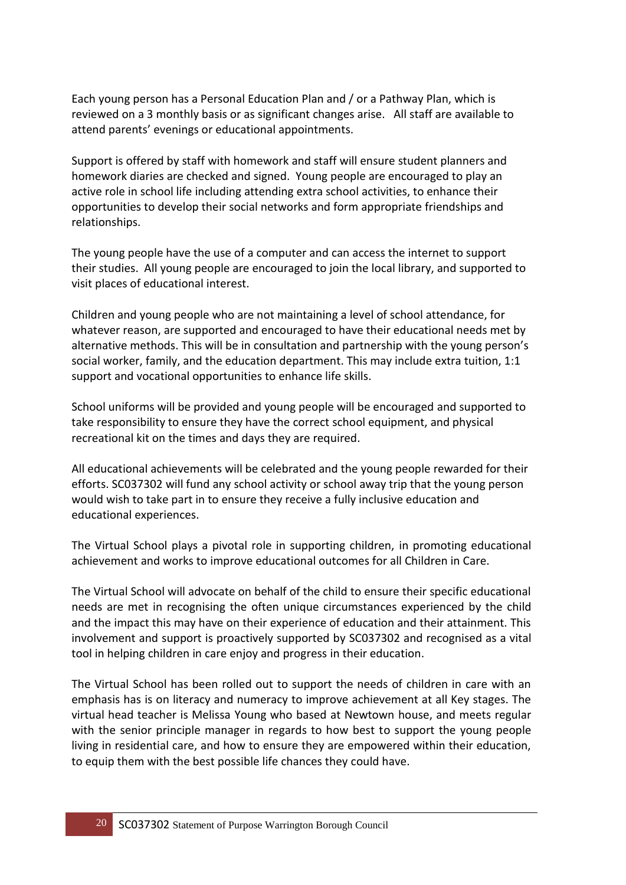Each young person has a Personal Education Plan and / or a Pathway Plan, which is reviewed on a 3 monthly basis or as significant changes arise. All staff are available to attend parents' evenings or educational appointments.

Support is offered by staff with homework and staff will ensure student planners and homework diaries are checked and signed. Young people are encouraged to play an active role in school life including attending extra school activities, to enhance their opportunities to develop their social networks and form appropriate friendships and relationships.

The young people have the use of a computer and can access the internet to support their studies. All young people are encouraged to join the local library, and supported to visit places of educational interest.

Children and young people who are not maintaining a level of school attendance, for whatever reason, are supported and encouraged to have their educational needs met by alternative methods. This will be in consultation and partnership with the young person's social worker, family, and the education department. This may include extra tuition, 1:1 support and vocational opportunities to enhance life skills.

School uniforms will be provided and young people will be encouraged and supported to take responsibility to ensure they have the correct school equipment, and physical recreational kit on the times and days they are required.

All educational achievements will be celebrated and the young people rewarded for their efforts. SC037302 will fund any school activity or school away trip that the young person would wish to take part in to ensure they receive a fully inclusive education and educational experiences.

The Virtual School plays a pivotal role in supporting children, in promoting educational achievement and works to improve educational outcomes for all Children in Care.

The Virtual School will advocate on behalf of the child to ensure their specific educational needs are met in recognising the often unique circumstances experienced by the child and the impact this may have on their experience of education and their attainment. This involvement and support is proactively supported by SC037302 and recognised as a vital tool in helping children in care enjoy and progress in their education.

The Virtual School has been rolled out to support the needs of children in care with an emphasis has is on literacy and numeracy to improve achievement at all Key stages. The virtual head teacher is Melissa Young who based at Newtown house, and meets regular with the senior principle manager in regards to how best to support the young people living in residential care, and how to ensure they are empowered within their education, to equip them with the best possible life chances they could have.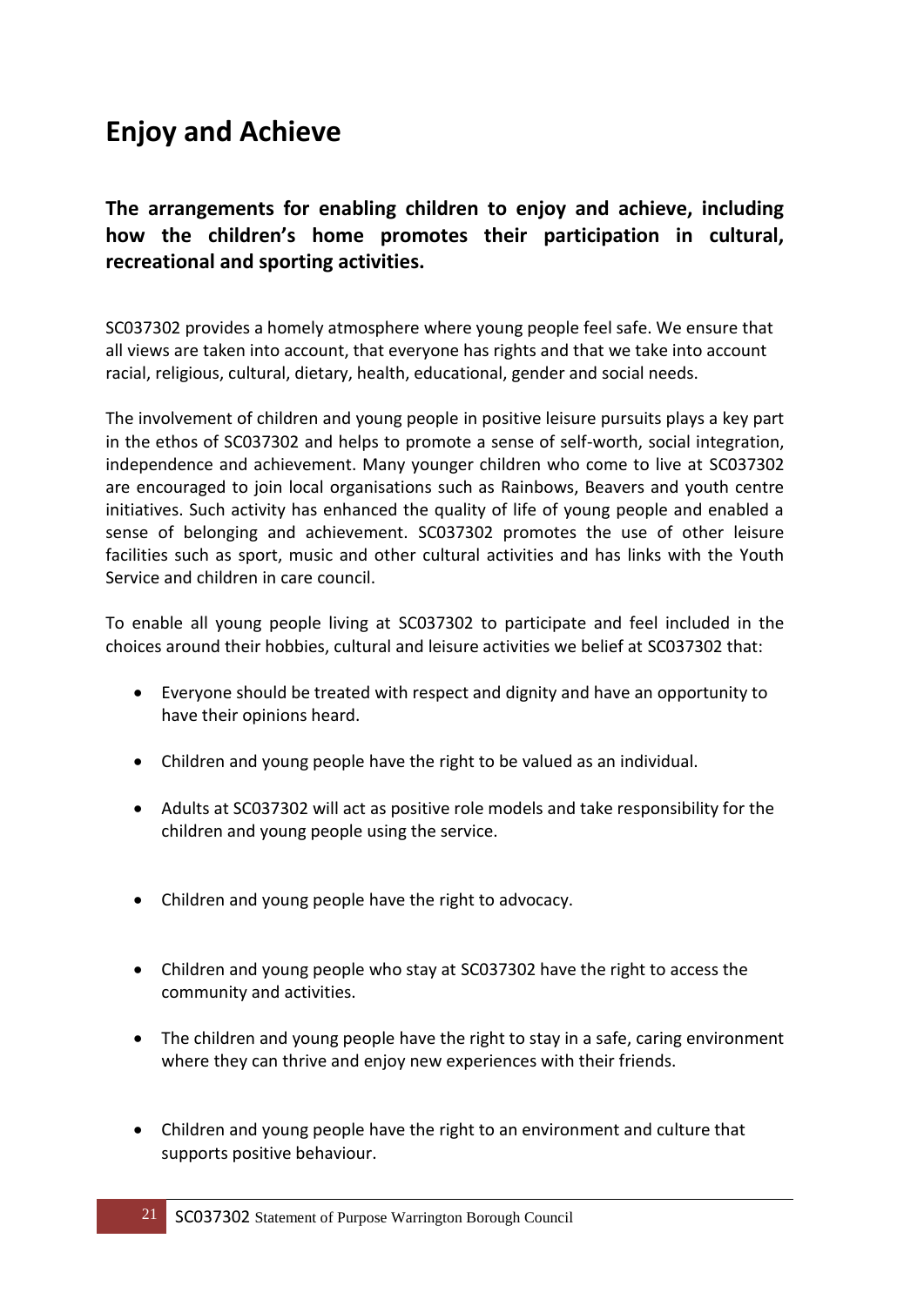# Enjoy and Achieve

**The arrangements for enabling children to enjoy and achieve, including how the children's home promotes their participation in cultural, recreational and sporting activities.**

SC037302 provides a homely atmosphere where young people feel safe. We ensure that all views are taken into account, that everyone has rights and that we take into account racial, religious, cultural, dietary, health, educational, gender and social needs.

The involvement of children and young people in positive leisure pursuits plays a key part in the ethos of SC037302 and helps to promote a sense of self-worth, social integration, independence and achievement. Many younger children who come to live at SC037302 are encouraged to join local organisations such as Rainbows, Beavers and youth centre initiatives. Such activity has enhanced the quality of life of young people and enabled a sense of belonging and achievement. SC037302 promotes the use of other leisure facilities such as sport, music and other cultural activities and has links with the Youth Service and children in care council.

To enable all young people living at SC037302 to participate and feel included in the choices around their hobbies, cultural and leisure activities we belief at SC037302 that:

- Everyone should be treated with respect and dignity and have an opportunity to have their opinions heard.
- Children and young people have the right to be valued as an individual.
- Adults at SC037302 will act as positive role models and take responsibility for the children and young people using the service.
- Children and young people have the right to advocacy.
- Children and young people who stay at SC037302 have the right to access the community and activities.
- The children and young people have the right to stay in a safe, caring environment where they can thrive and enjoy new experiences with their friends.
- Children and young people have the right to an environment and culture that supports positive behaviour.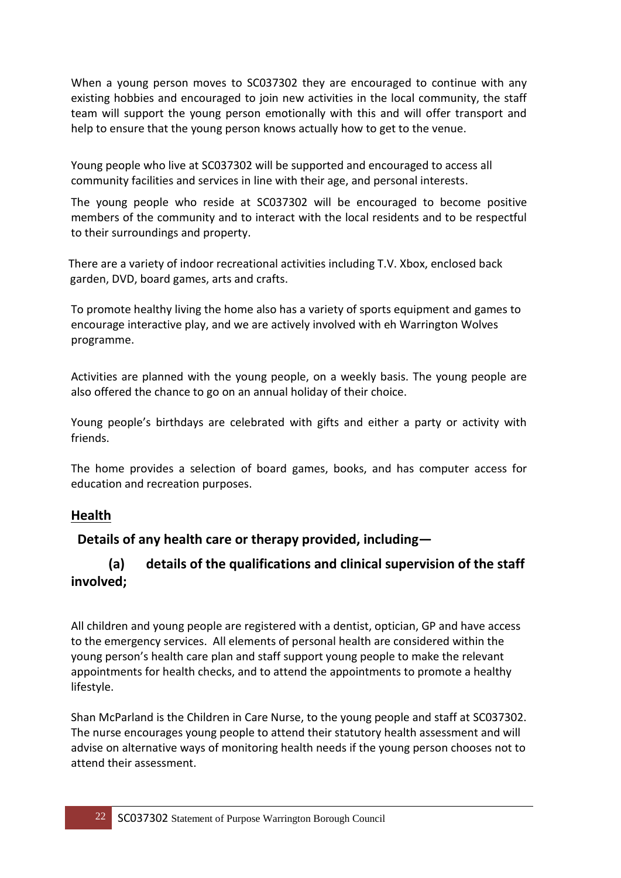When a young person moves to SC037302 they are encouraged to continue with any existing hobbies and encouraged to join new activities in the local community, the staff team will support the young person emotionally with this and will offer transport and help to ensure that the young person knows actually how to get to the venue.

Young people who live at SC037302 will be supported and encouraged to access all community facilities and services in line with their age, and personal interests.

The young people who reside at SC037302 will be encouraged to become positive members of the community and to interact with the local residents and to be respectful to their surroundings and property.

There are a variety of indoor recreational activities including T.V. Xbox, enclosed back garden, DVD, board games, arts and crafts.

To promote healthy living the home also has a variety of sports equipment and games to encourage interactive play, and we are actively involved with eh Warrington Wolves programme.

Activities are planned with the young people, on a weekly basis. The young people are also offered the chance to go on an annual holiday of their choice.

Young people's birthdays are celebrated with gifts and either a party or activity with friends.

The home provides a selection of board games, books, and has computer access for education and recreation purposes.

## Health

**Details of any health care or therapy provided, including—**

**(a) details of the qualifications and clinical supervision of the staff involved;**

All children and young people are registered with a dentist, optician, GP and have access to the emergency services. All elements of personal health are considered within the young person's health care plan and staff support young people to make the relevant appointments for health checks, and to attend the appointments to promote a healthy lifestyle.

Shan McParland is the Children in Care Nurse, to the young people and staff at SC037302. The nurse encourages young people to attend their statutory health assessment and will advise on alternative ways of monitoring health needs if the young person chooses not to attend their assessment.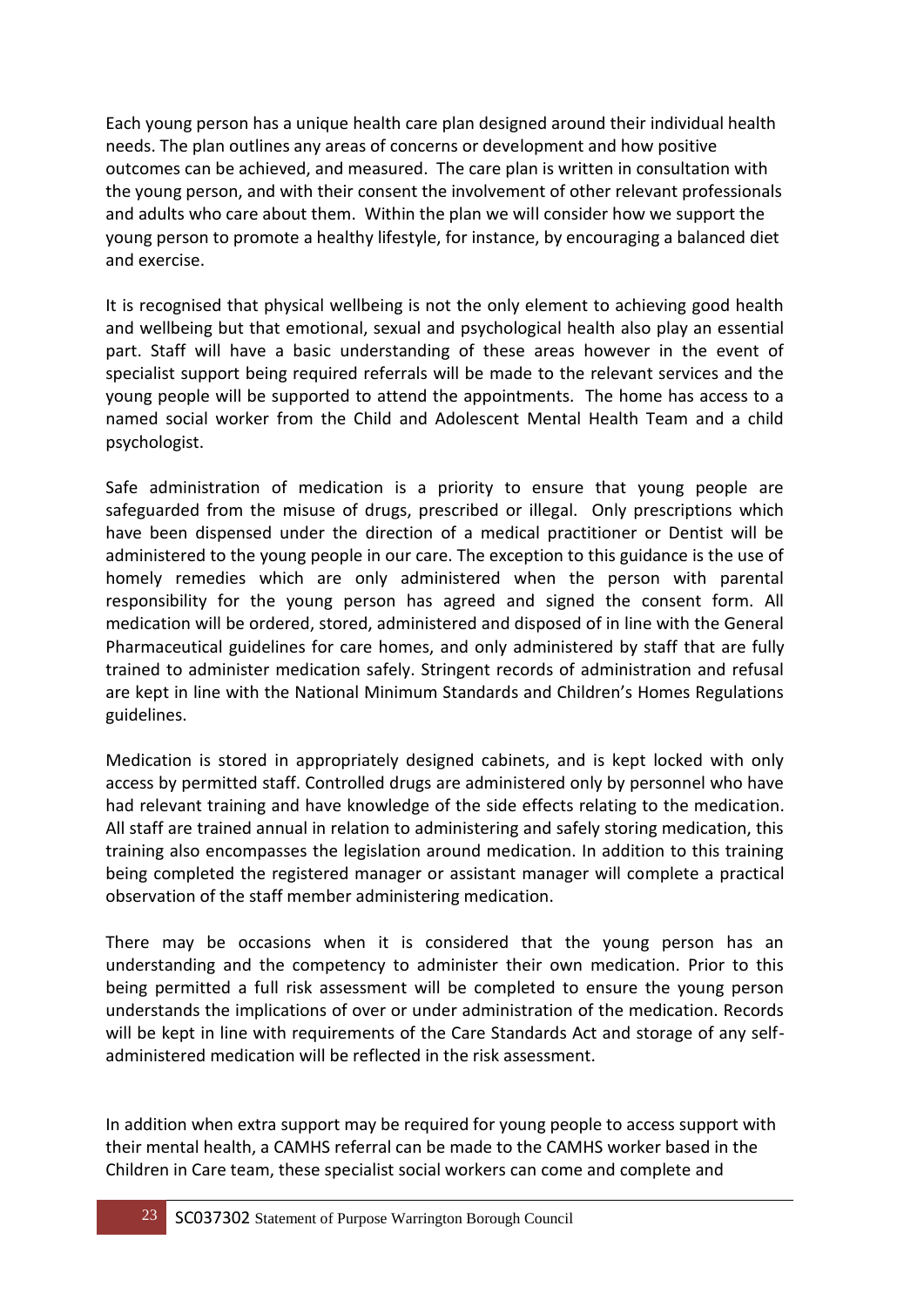Each young person has a unique health care plan designed around their individual health needs. The plan outlines any areas of concerns or development and how positive outcomes can be achieved, and measured. The care plan is written in consultation with the young person, and with their consent the involvement of other relevant professionals and adults who care about them. Within the plan we will consider how we support the young person to promote a healthy lifestyle, for instance, by encouraging a balanced diet and exercise.

It is recognised that physical wellbeing is not the only element to achieving good health and wellbeing but that emotional, sexual and psychological health also play an essential part. Staff will have a basic understanding of these areas however in the event of specialist support being required referrals will be made to the relevant services and the young people will be supported to attend the appointments. The home has access to a named social worker from the Child and Adolescent Mental Health Team and a child psychologist.

Safe administration of medication is a priority to ensure that young people are safeguarded from the misuse of drugs, prescribed or illegal. Only prescriptions which have been dispensed under the direction of a medical practitioner or Dentist will be administered to the young people in our care. The exception to this guidance is the use of homely remedies which are only administered when the person with parental responsibility for the young person has agreed and signed the consent form. All medication will be ordered, stored, administered and disposed of in line with the General Pharmaceutical guidelines for care homes, and only administered by staff that are fully trained to administer medication safely. Stringent records of administration and refusal are kept in line with the National Minimum Standards and Children's Homes Regulations guidelines.

Medication is stored in appropriately designed cabinets, and is kept locked with only access by permitted staff. Controlled drugs are administered only by personnel who have had relevant training and have knowledge of the side effects relating to the medication. All staff are trained annual in relation to administering and safely storing medication, this training also encompasses the legislation around medication. In addition to this training being completed the registered manager or assistant manager will complete a practical observation of the staff member administering medication.

There may be occasions when it is considered that the young person has an understanding and the competency to administer their own medication. Prior to this being permitted a full risk assessment will be completed to ensure the young person understands the implications of over or under administration of the medication. Records will be kept in line with requirements of the Care Standards Act and storage of any self-administered medication will be reflected in the risk assessment.

In addition when extra support may be required for young people to access support with their mental health, a CAMHS referral can be made to the CAMHS worker based in the Children in Care team, these specialist social workers can come and complete and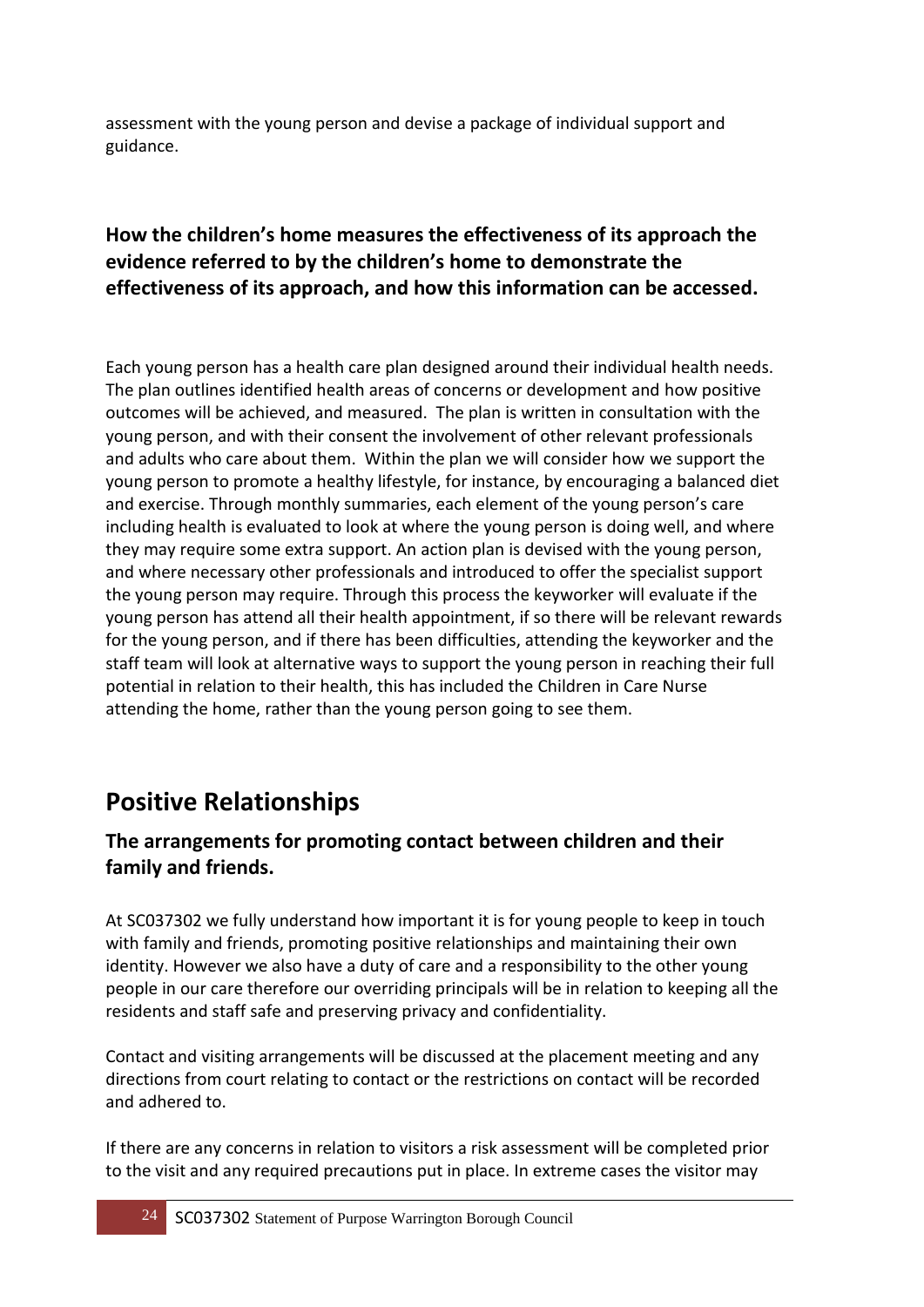assessment with the young person and devise a package of individual support and guidance.

### How the children's home measures the effectiveness of its approach the evidence referred to by the children's home to demonstrate the effectiveness of its approach, and how this information can be accessed.

Each young person has a health care plan designed around their individual health needs. The plan outlines identified health areas of concerns or development and how positive outcomes will be achieved, and measured. The plan is written in consultation with the young person, and with their consent the involvement of other relevant professionals and adults who care about them. Within the plan we will consider how we support the young person to promote a healthy lifestyle, for instance, by encouraging a balanced diet and exercise. Through monthly summaries, each element of the young person's care including health is evaluated to look at where the young person is doing well, and where they may require some extra support. An action plan is devised with the young person, and where necessary other professionals and introduced to offer the specialist support the young person may require. Through this process the keyworker will evaluate if the young person has attend all their health appointment, if so there will be relevant rewards for the young person, and if there has been difficulties, attending the keyworker and the staff team will look at alternative ways to support the young person in reaching their full potential in relation to their health, this has included the Children in Care Nurse attending the home, rather than the young person going to see them.

## Positive Relationships

### The arrangements for promoting contact between children and their family and friends.

At SC037302 we fully understand how important it is for young people to keep in touch with family and friends, promoting positive relationships and maintaining their own identity. However we also have a duty of care and a responsibility to the other young people in our care therefore our overriding principals will be in relation to keeping all the residents and staff safe and preserving privacy and confidentiality.

Contact and visiting arrangements will be discussed at the placement meeting and any directions from court relating to contact or the restrictions on contact will be recorded and adhered to.

If there are any concerns in relation to visitors a risk assessment will be completed prior to the visit and any required precautions put in place. In extreme cases the visitor may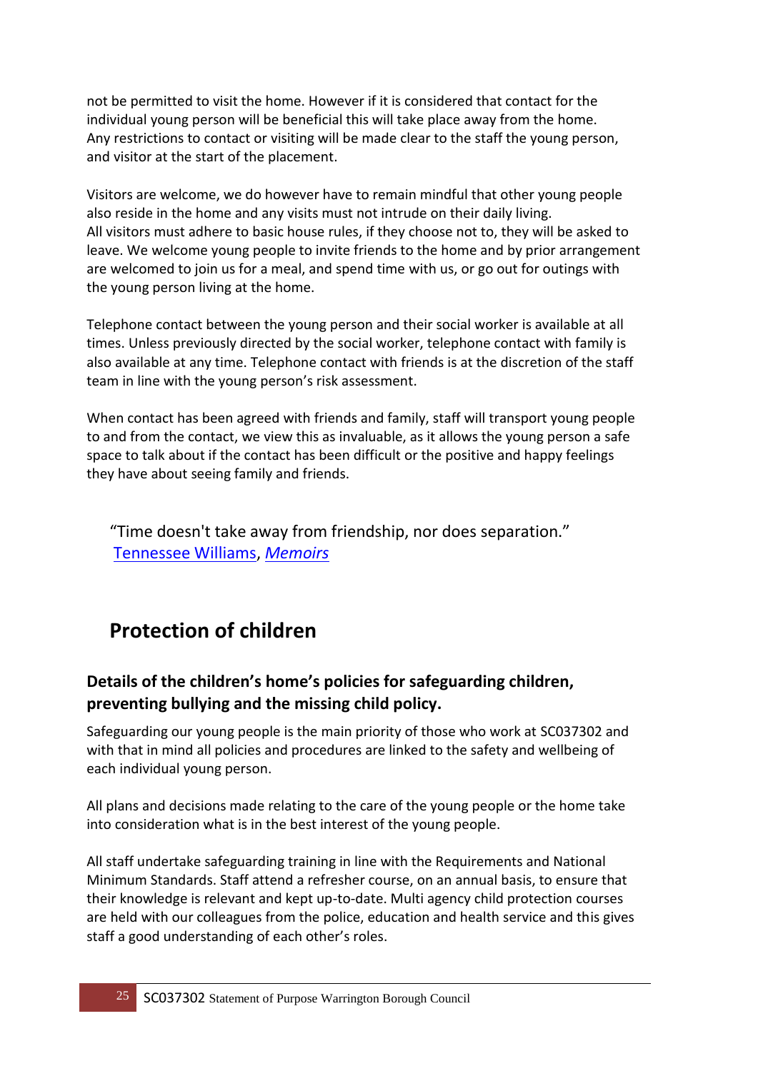not be permitted to visit the home. However if it is considered that contact for the individual young person will be beneficial this will take place away from the home. Any restrictions to contact or visiting will be made clear to the staff the young person, and visitor at the start of the placement.

Visitors are welcome, we do however have to remain mindful that other young people also reside in the home and any visits must not intrude on their daily living. All visitors must adhere to basic house rules, if they choose not to, they will be asked to leave. We welcome young people to invite friends to the home and by prior arrangement are welcomed to join us for a meal, and spend time with us, or go out for outings with the young person living at the home.

Telephone contact between the young person and their social worker is available at all times. Unless previously directed by the social worker, telephone contact with family is also available at any time. Telephone contact with friends is at the discretion of the staff team in line with the young person's risk assessment.

When contact has been agreed with friends and family, staff will transport young people to and from the contact, we view this as invaluable, as it allows the young person a safe space to talk about if the contact has been difficult or the positive and happy feelings they have about seeing family and friends.

"Time doesn't take away from friendship, nor does separation."
Tennessee Williams, *Memoirs*

## Protection of children

### Details of the children's home's policies for safeguarding children, preventing bullying and the missing child policy.

Safeguarding our young people is the main priority of those who work at SC037302 and with that in mind all policies and procedures are linked to the safety and wellbeing of each individual young person.

All plans and decisions made relating to the care of the young people or the home take into consideration what is in the best interest of the young people.

All staff undertake safeguarding training in line with the Requirements and National Minimum Standards. Staff attend a refresher course, on an annual basis, to ensure that their knowledge is relevant and kept up-to-date. Multi agency child protection courses are held with our colleagues from the police, education and health service and this gives staff a good understanding of each other's roles.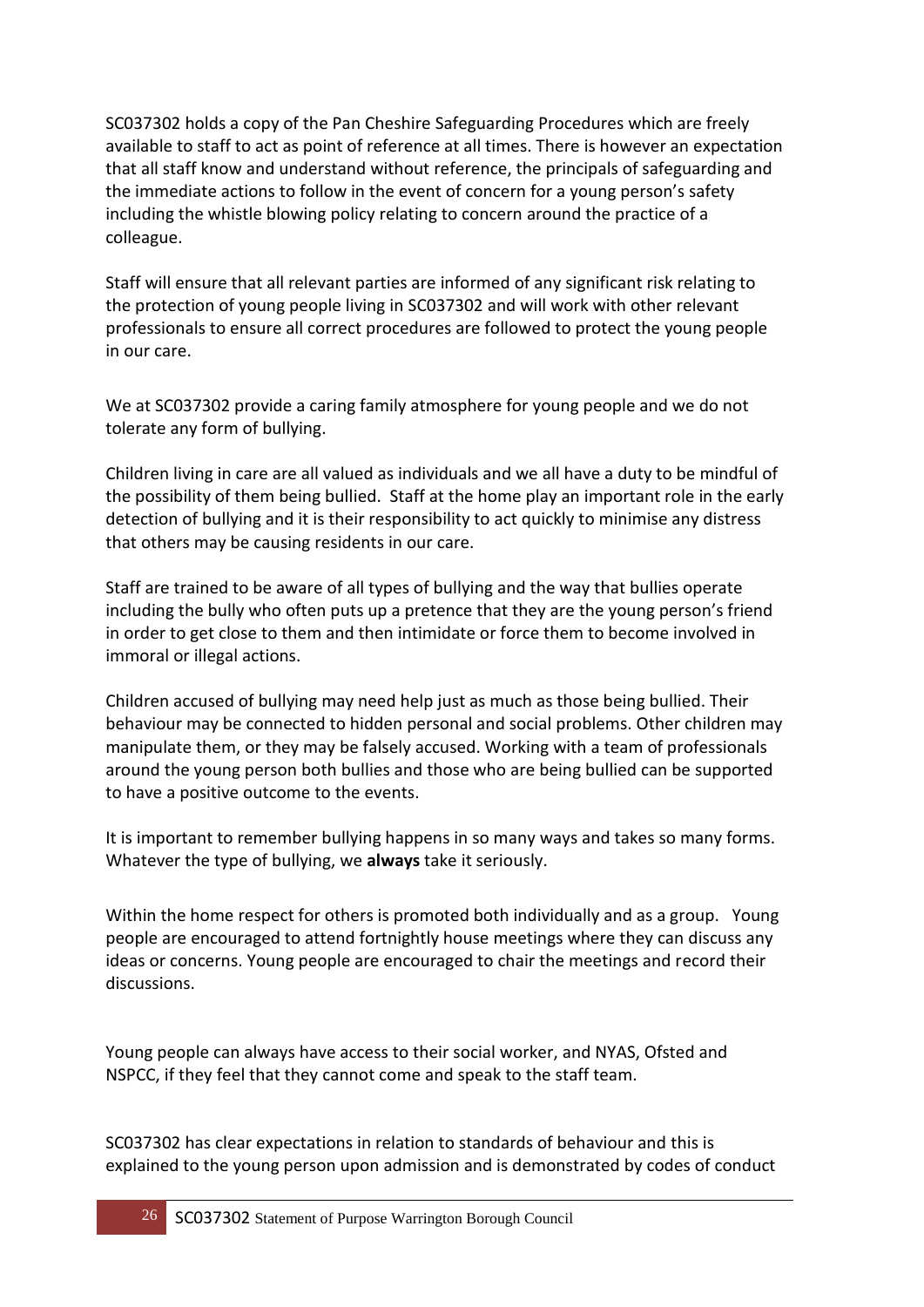SC037302 holds a copy of the Pan Cheshire Safeguarding Procedures which are freely available to staff to act as point of reference at all times. There is however an expectation that all staff know and understand without reference, the principals of safeguarding and the immediate actions to follow in the event of concern for a young person's safety including the whistle blowing policy relating to concern around the practice of a colleague.

Staff will ensure that all relevant parties are informed of any significant risk relating to the protection of young people living in SC037302 and will work with other relevant professionals to ensure all correct procedures are followed to protect the young people in our care.

We at SC037302 provide a caring family atmosphere for young people and we do not tolerate any form of bullying.

Children living in care are all valued as individuals and we all have a duty to be mindful of the possibility of them being bullied. Staff at the home play an important role in the early detection of bullying and it is their responsibility to act quickly to minimise any distress that others may be causing residents in our care.

Staff are trained to be aware of all types of bullying and the way that bullies operate including the bully who often puts up a pretence that they are the young person's friend in order to get close to them and then intimidate or force them to become involved in immoral or illegal actions.

Children accused of bullying may need help just as much as those being bullied. Their behaviour may be connected to hidden personal and social problems. Other children may manipulate them, or they may be falsely accused. Working with a team of professionals around the young person both bullies and those who are being bullied can be supported to have a positive outcome to the events.

It is important to remember bullying happens in so many ways and takes so many forms. Whatever the type of bullying, we **always** take it seriously.

Within the home respect for others is promoted both individually and as a group. Young people are encouraged to attend fortnightly house meetings where they can discuss any ideas or concerns. Young people are encouraged to chair the meetings and record their discussions.

Young people can always have access to their social worker, and NYAS, Ofsted and NSPCC, if they feel that they cannot come and speak to the staff team.

SC037302 has clear expectations in relation to standards of behaviour and this is explained to the young person upon admission and is demonstrated by codes of conduct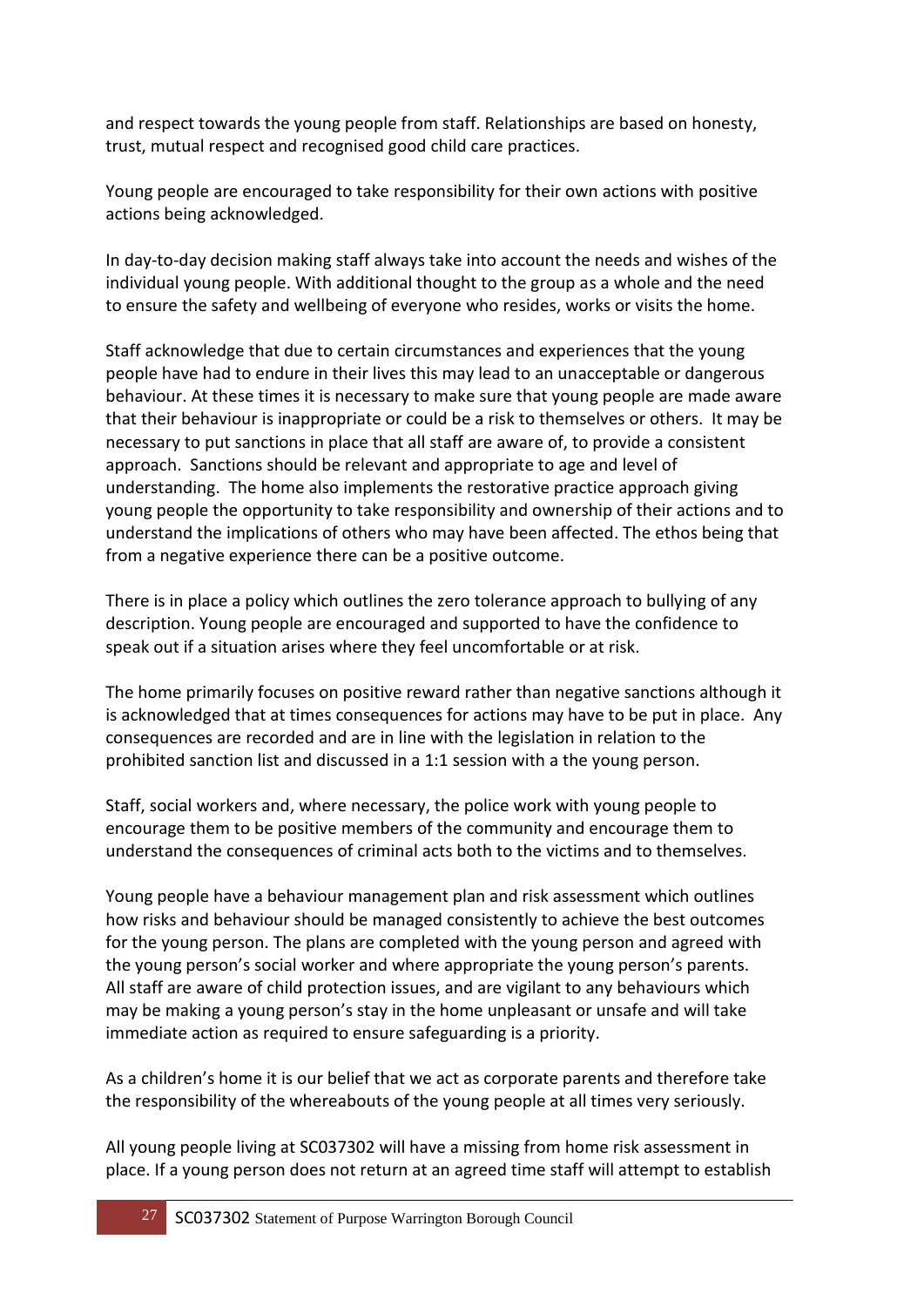and respect towards the young people from staff. Relationships are based on honesty, trust, mutual respect and recognised good child care practices.

Young people are encouraged to take responsibility for their own actions with positive actions being acknowledged.

In day-to-day decision making staff always take into account the needs and wishes of the individual young people. With additional thought to the group as a whole and the need to ensure the safety and wellbeing of everyone who resides, works or visits the home.

Staff acknowledge that due to certain circumstances and experiences that the young people have had to endure in their lives this may lead to an unacceptable or dangerous behaviour. At these times it is necessary to make sure that young people are made aware that their behaviour is inappropriate or could be a risk to themselves or others. It may be necessary to put sanctions in place that all staff are aware of, to provide a consistent approach. Sanctions should be relevant and appropriate to age and level of understanding. The home also implements the restorative practice approach giving young people the opportunity to take responsibility and ownership of their actions and to understand the implications of others who may have been affected. The ethos being that from a negative experience there can be a positive outcome.

There is in place a policy which outlines the zero tolerance approach to bullying of any description. Young people are encouraged and supported to have the confidence to speak out if a situation arises where they feel uncomfortable or at risk.

The home primarily focuses on positive reward rather than negative sanctions although it is acknowledged that at times consequences for actions may have to be put in place. Any consequences are recorded and are in line with the legislation in relation to the prohibited sanction list and discussed in a 1:1 session with a the young person.

Staff, social workers and, where necessary, the police work with young people to encourage them to be positive members of the community and encourage them to understand the consequences of criminal acts both to the victims and to themselves.

Young people have a behaviour management plan and risk assessment which outlines how risks and behaviour should be managed consistently to achieve the best outcomes for the young person. The plans are completed with the young person and agreed with the young person's social worker and where appropriate the young person's parents. All staff are aware of child protection issues, and are vigilant to any behaviours which may be making a young person's stay in the home unpleasant or unsafe and will take immediate action as required to ensure safeguarding is a priority.

As a children's home it is our belief that we act as corporate parents and therefore take the responsibility of the whereabouts of the young people at all times very seriously.

All young people living at SC037302 will have a missing from home risk assessment in place. If a young person does not return at an agreed time staff will attempt to establish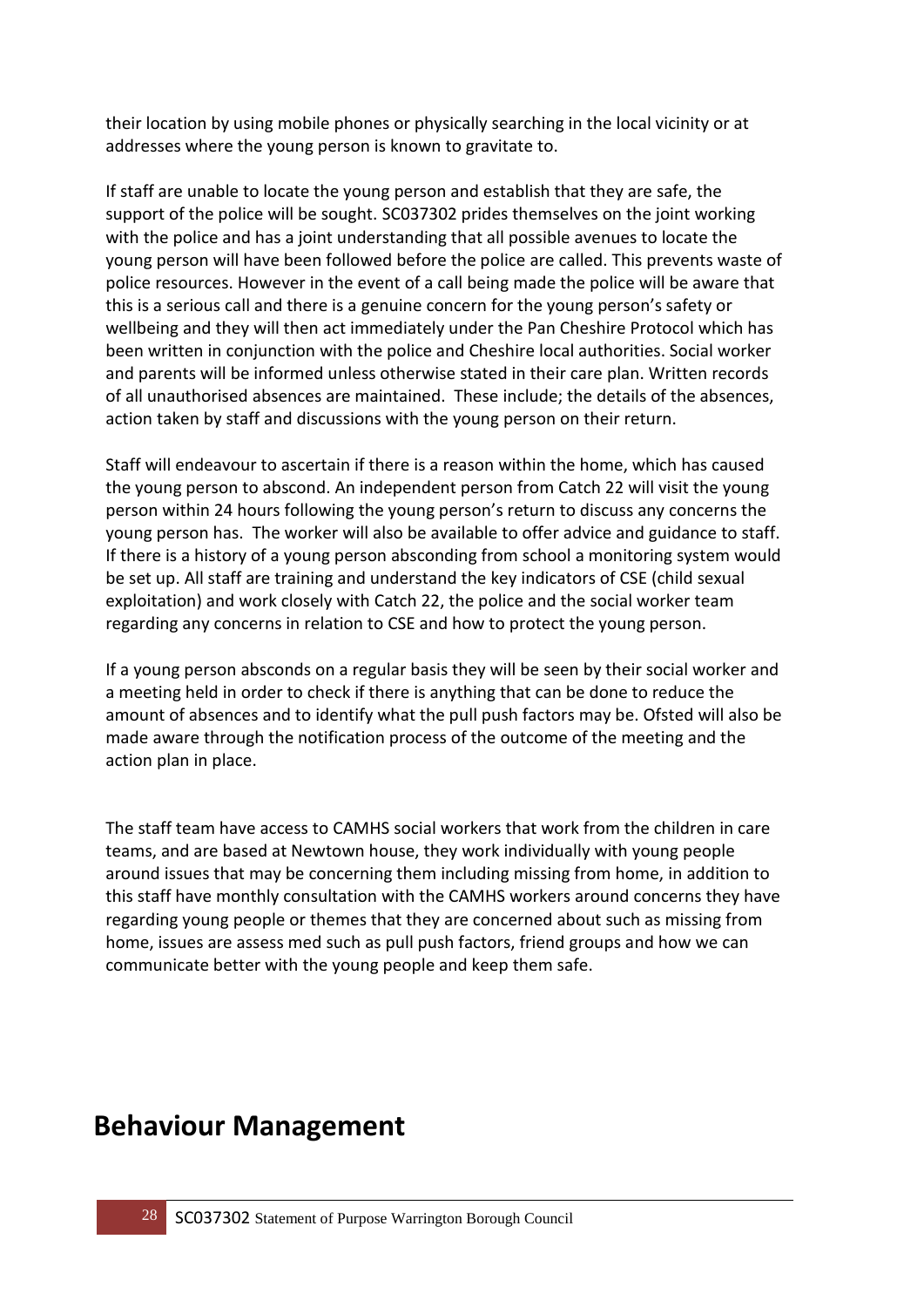their location by using mobile phones or physically searching in the local vicinity or at addresses where the young person is known to gravitate to.

If staff are unable to locate the young person and establish that they are safe, the support of the police will be sought. SC037302 prides themselves on the joint working with the police and has a joint understanding that all possible avenues to locate the young person will have been followed before the police are called. This prevents waste of police resources. However in the event of a call being made the police will be aware that this is a serious call and there is a genuine concern for the young person's safety or wellbeing and they will then act immediately under the Pan Cheshire Protocol which has been written in conjunction with the police and Cheshire local authorities. Social worker and parents will be informed unless otherwise stated in their care plan. Written records of all unauthorised absences are maintained. These include; the details of the absences, action taken by staff and discussions with the young person on their return.

Staff will endeavour to ascertain if there is a reason within the home, which has caused the young person to abscond. An independent person from Catch 22 will visit the young person within 24 hours following the young person's return to discuss any concerns the young person has. The worker will also be available to offer advice and guidance to staff. If there is a history of a young person absconding from school a monitoring system would be set up. All staff are training and understand the key indicators of CSE (child sexual exploitation) and work closely with Catch 22, the police and the social worker team regarding any concerns in relation to CSE and how to protect the young person.

If a young person absconds on a regular basis they will be seen by their social worker and a meeting held in order to check if there is anything that can be done to reduce the amount of absences and to identify what the pull push factors may be. Ofsted will also be made aware through the notification process of the outcome of the meeting and the action plan in place.

The staff team have access to CAMHS social workers that work from the children in care teams, and are based at Newtown house, they work individually with young people around issues that may be concerning them including missing from home, in addition to this staff have monthly consultation with the CAMHS workers around concerns they have regarding young people or themes that they are concerned about such as missing from home, issues are assess med such as pull push factors, friend groups and how we can communicate better with the young people and keep them safe.

# Behaviour Management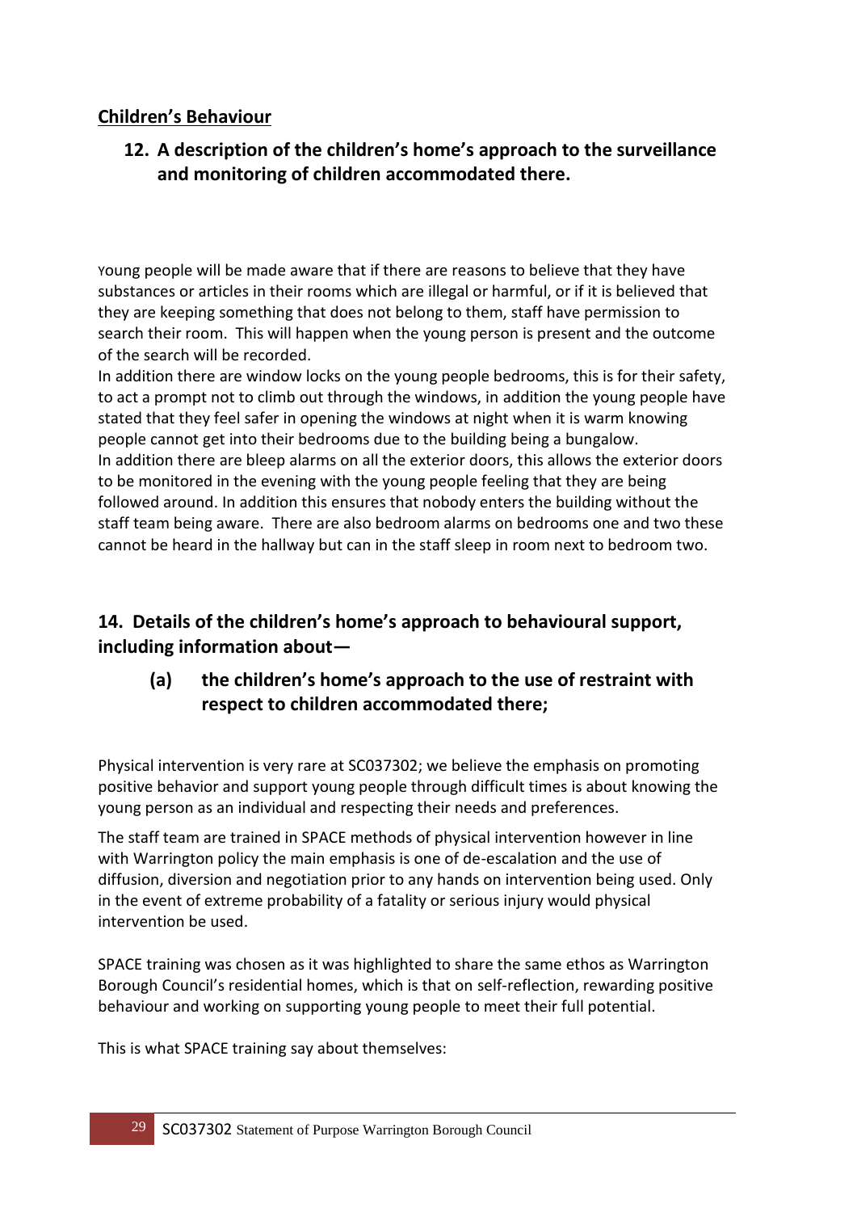## Children's Behaviour

### 12. A description of the children's home's approach to the surveillance and monitoring of children accommodated there.

Young people will be made aware that if there are reasons to believe that they have substances or articles in their rooms which are illegal or harmful, or if it is believed that they are keeping something that does not belong to them, staff have permission to search their room. This will happen when the young person is present and the outcome of the search will be recorded.

In addition there are window locks on the young people bedrooms, this is for their safety, to act a prompt not to climb out through the windows, in addition the young people have stated that they feel safer in opening the windows at night when it is warm knowing people cannot get into their bedrooms due to the building being a bungalow.

In addition there are bleep alarms on all the exterior doors, this allows the exterior doors to be monitored in the evening with the young people feeling that they are being followed around. In addition this ensures that nobody enters the building without the staff team being aware. There are also bedroom alarms on bedrooms one and two these cannot be heard in the hallway but can in the staff sleep in room next to bedroom two.

### 14. Details of the children's home's approach to behavioural support, including information about—

#### (a) the children's home's approach to the use of restraint with respect to children accommodated there;

Physical intervention is very rare at SC037302; we believe the emphasis on promoting positive behavior and support young people through difficult times is about knowing the young person as an individual and respecting their needs and preferences.

The staff team are trained in SPACE methods of physical intervention however in line with Warrington policy the main emphasis is one of de-escalation and the use of diffusion, diversion and negotiation prior to any hands on intervention being used. Only in the event of extreme probability of a fatality or serious injury would physical intervention be used.

SPACE training was chosen as it was highlighted to share the same ethos as Warrington Borough Council's residential homes, which is that on self-reflection, rewarding positive behaviour and working on supporting young people to meet their full potential.

This is what SPACE training say about themselves: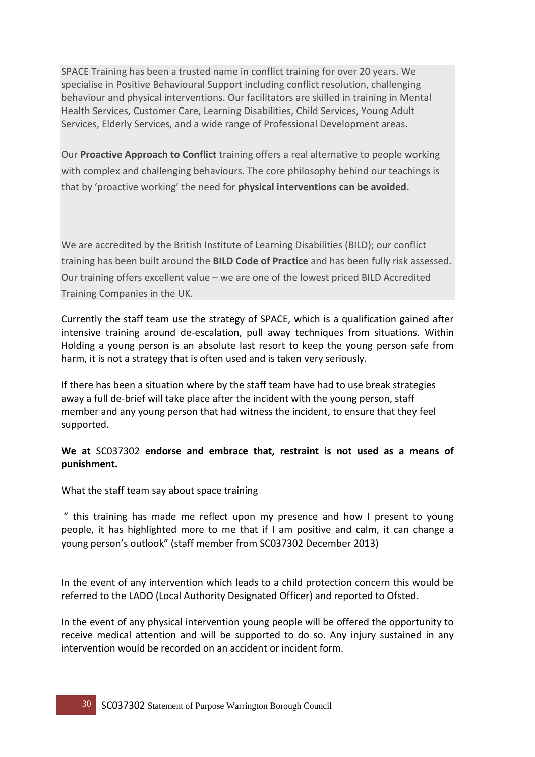SPACE Training has been a trusted name in conflict training for over 20 years. We specialise in Positive Behavioural Support including conflict resolution, challenging behaviour and physical interventions. Our facilitators are skilled in training in Mental Health Services, Customer Care, Learning Disabilities, Child Services, Young Adult Services, Elderly Services, and a wide range of Professional Development areas.

Our **Proactive Approach to Conflict** training offers a real alternative to people working with complex and challenging behaviours. The core philosophy behind our teachings is that by 'proactive working' the need for **physical interventions can be avoided.**

We are accredited by the British Institute of Learning Disabilities (BILD); our conflict training has been built around the **BILD Code of Practice** and has been fully risk assessed. Our training offers excellent value – we are one of the lowest priced BILD Accredited Training Companies in the UK.

Currently the staff team use the strategy of SPACE, which is a qualification gained after intensive training around de-escalation, pull away techniques from situations. Within Holding a young person is an absolute last resort to keep the young person safe from harm, it is not a strategy that is often used and is taken very seriously.

If there has been a situation where by the staff team have had to use break strategies away a full de-brief will take place after the incident with the young person, staff member and any young person that had witness the incident, to ensure that they feel supported.

**We at** SC037302 **endorse and embrace that, restraint is not used as a means of punishment.**

What the staff team say about space training

" this training has made me reflect upon my presence and how I present to young people, it has highlighted more to me that if I am positive and calm, it can change a young person's outlook" (staff member from SC037302 December 2013)

In the event of any intervention which leads to a child protection concern this would be referred to the LADO (Local Authority Designated Officer) and reported to Ofsted.

In the event of any physical intervention young people will be offered the opportunity to receive medical attention and will be supported to do so. Any injury sustained in any intervention would be recorded on an accident or incident form.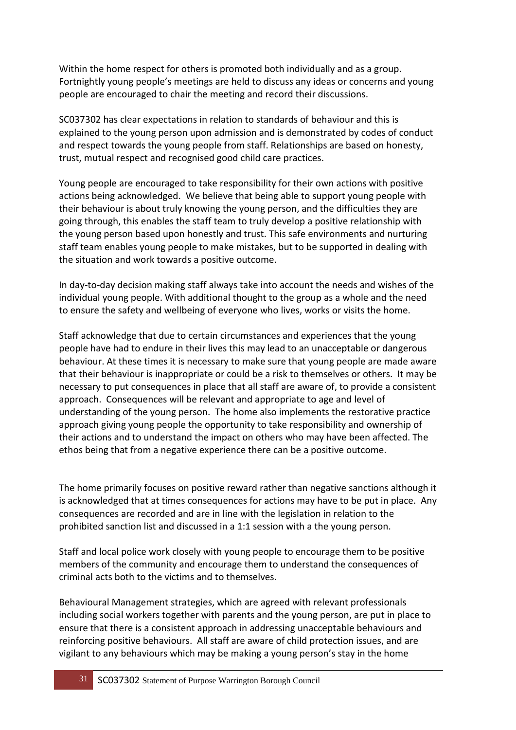Within the home respect for others is promoted both individually and as a group. Fortnightly young people's meetings are held to discuss any ideas or concerns and young people are encouraged to chair the meeting and record their discussions.

SC037302 has clear expectations in relation to standards of behaviour and this is explained to the young person upon admission and is demonstrated by codes of conduct and respect towards the young people from staff. Relationships are based on honesty, trust, mutual respect and recognised good child care practices.

Young people are encouraged to take responsibility for their own actions with positive actions being acknowledged. We believe that being able to support young people with their behaviour is about truly knowing the young person, and the difficulties they are going through, this enables the staff team to truly develop a positive relationship with the young person based upon honestly and trust. This safe environments and nurturing staff team enables young people to make mistakes, but to be supported in dealing with the situation and work towards a positive outcome.

In day-to-day decision making staff always take into account the needs and wishes of the individual young people. With additional thought to the group as a whole and the need to ensure the safety and wellbeing of everyone who lives, works or visits the home.

Staff acknowledge that due to certain circumstances and experiences that the young people have had to endure in their lives this may lead to an unacceptable or dangerous behaviour. At these times it is necessary to make sure that young people are made aware that their behaviour is inappropriate or could be a risk to themselves or others. It may be necessary to put consequences in place that all staff are aware of, to provide a consistent approach. Consequences will be relevant and appropriate to age and level of understanding of the young person. The home also implements the restorative practice approach giving young people the opportunity to take responsibility and ownership of their actions and to understand the impact on others who may have been affected. The ethos being that from a negative experience there can be a positive outcome.

The home primarily focuses on positive reward rather than negative sanctions although it is acknowledged that at times consequences for actions may have to be put in place. Any consequences are recorded and are in line with the legislation in relation to the prohibited sanction list and discussed in a 1:1 session with a the young person.

Staff and local police work closely with young people to encourage them to be positive members of the community and encourage them to understand the consequences of criminal acts both to the victims and to themselves.

Behavioural Management strategies, which are agreed with relevant professionals including social workers together with parents and the young person, are put in place to ensure that there is a consistent approach in addressing unacceptable behaviours and reinforcing positive behaviours. All staff are aware of child protection issues, and are vigilant to any behaviours which may be making a young person's stay in the home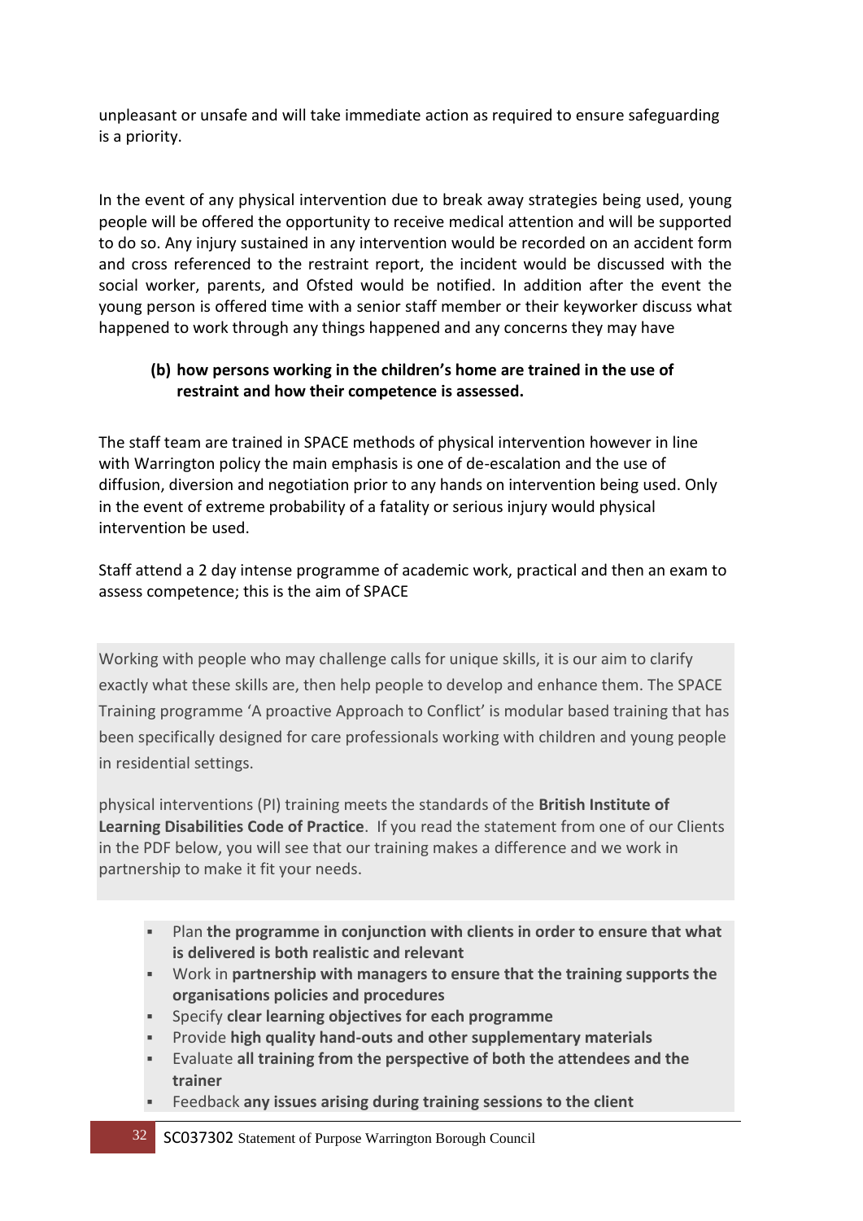unpleasant or unsafe and will take immediate action as required to ensure safeguarding is a priority.

In the event of any physical intervention due to break away strategies being used, young people will be offered the opportunity to receive medical attention and will be supported to do so. Any injury sustained in any intervention would be recorded on an accident form and cross referenced to the restraint report, the incident would be discussed with the social worker, parents, and Ofsted would be notified. In addition after the event the young person is offered time with a senior staff member or their keyworker discuss what happened to work through any things happened and any concerns they may have

**(b) how persons working in the children's home are trained in the use of restraint and how their competence is assessed.**

The staff team are trained in SPACE methods of physical intervention however in line with Warrington policy the main emphasis is one of de-escalation and the use of diffusion, diversion and negotiation prior to any hands on intervention being used. Only in the event of extreme probability of a fatality or serious injury would physical intervention be used.

Staff attend a 2 day intense programme of academic work, practical and then an exam to assess competence; this is the aim of SPACE

Working with people who may challenge calls for unique skills, it is our aim to clarify exactly what these skills are, then help people to develop and enhance them. The SPACE Training programme 'A proactive Approach to Conflict' is modular based training that has been specifically designed for care professionals working with children and young people in residential settings.

physical interventions (PI) training meets the standards of the **British Institute of Learning Disabilities Code of Practice**. If you read the statement from one of our Clients in the PDF below, you will see that our training makes a difference and we work in partnership to make it fit your needs.

- Plan **the programme in conjunction with clients in order to ensure that what is delivered is both realistic and relevant**
- Work in **partnership with managers to ensure that the training supports the organisations policies and procedures**
- Specify **clear learning objectives for each programme**
- Provide **high quality hand-outs and other supplementary materials**
- Evaluate **all training from the perspective of both the attendees and the trainer**
- Feedback **any issues arising during training sessions to the client**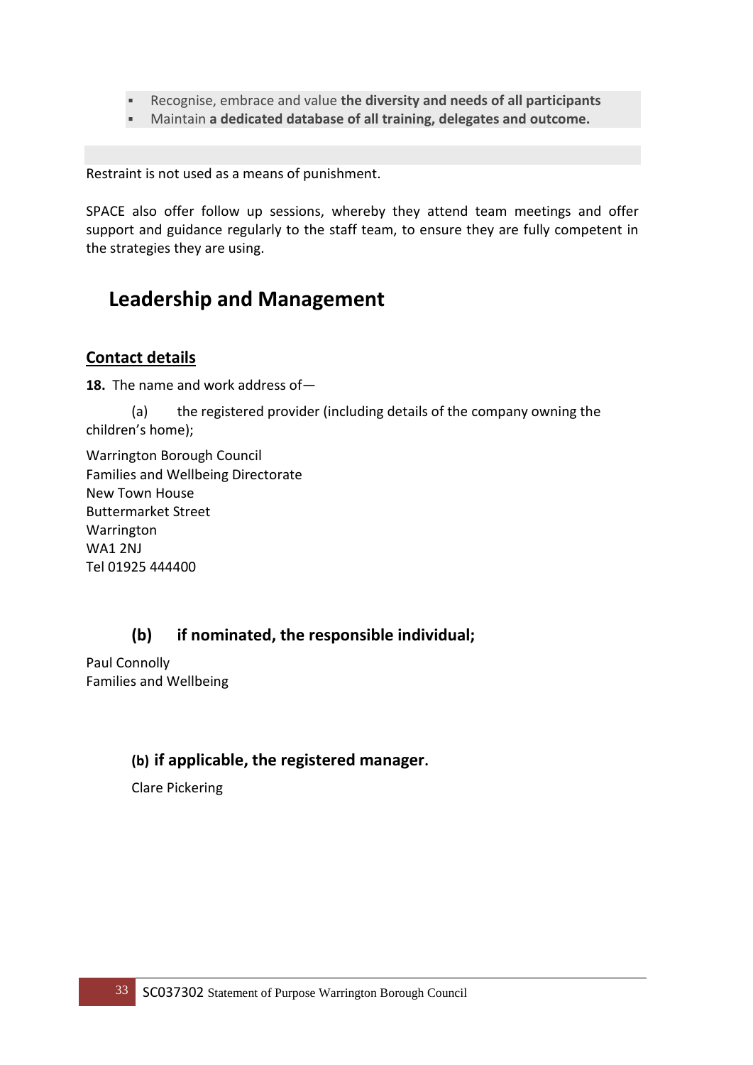- Recognise, embrace and value **the diversity and needs of all participants**
- Maintain **a dedicated database of all training, delegates and outcome.**

Restraint is not used as a means of punishment.

SPACE also offer follow up sessions, whereby they attend team meetings and offer support and guidance regularly to the staff team, to ensure they are fully competent in the strategies they are using.

# Leadership and Management

## Contact details

**18.** The name and work address of—

(a) the registered provider (including details of the company owning the children's home);

Warrington Borough Council
Families and Wellbeing Directorate
New Town House
Buttermarket Street
Warrington
WA1 2NJ
Tel 01925 444400

### (b) if nominated, the responsible individual;

Paul Connolly
Families and Wellbeing

### (b) if applicable, the registered manager.

Clare Pickering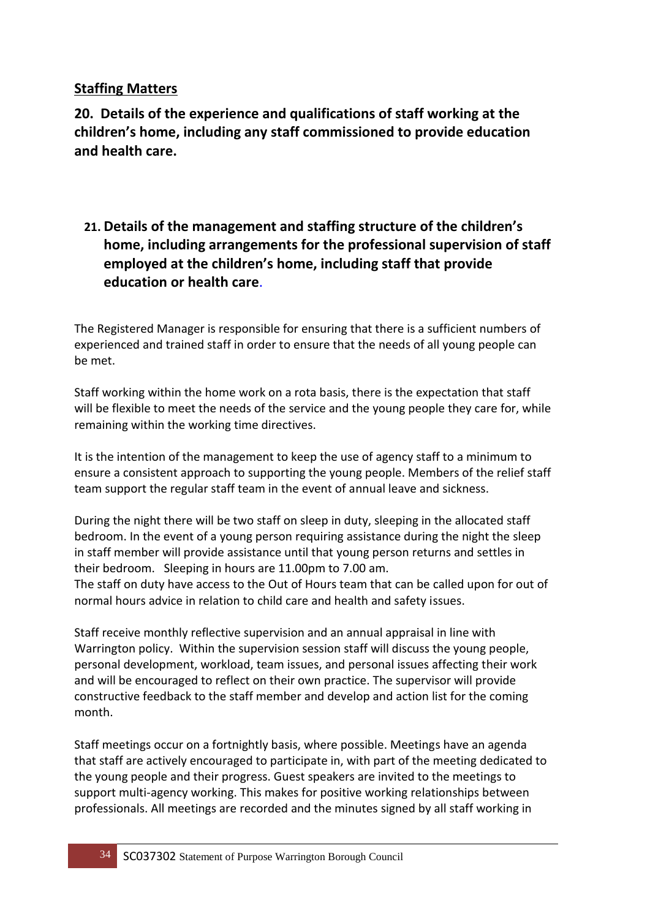## Staffing Matters

### 20. Details of the experience and qualifications of staff working at the children's home, including any staff commissioned to provide education and health care.

### 21. Details of the management and staffing structure of the children's home, including arrangements for the professional supervision of staff employed at the children's home, including staff that provide education or health care.

The Registered Manager is responsible for ensuring that there is a sufficient numbers of experienced and trained staff in order to ensure that the needs of all young people can be met.

Staff working within the home work on a rota basis, there is the expectation that staff will be flexible to meet the needs of the service and the young people they care for, while remaining within the working time directives.

It is the intention of the management to keep the use of agency staff to a minimum to ensure a consistent approach to supporting the young people. Members of the relief staff team support the regular staff team in the event of annual leave and sickness.

During the night there will be two staff on sleep in duty, sleeping in the allocated staff bedroom. In the event of a young person requiring assistance during the night the sleep in staff member will provide assistance until that young person returns and settles in their bedroom. Sleeping in hours are 11.00pm to 7.00 am.
The staff on duty have access to the Out of Hours team that can be called upon for out of normal hours advice in relation to child care and health and safety issues.

Staff receive monthly reflective supervision and an annual appraisal in line with Warrington policy. Within the supervision session staff will discuss the young people, personal development, workload, team issues, and personal issues affecting their work and will be encouraged to reflect on their own practice. The supervisor will provide constructive feedback to the staff member and develop and action list for the coming month.

Staff meetings occur on a fortnightly basis, where possible. Meetings have an agenda that staff are actively encouraged to participate in, with part of the meeting dedicated to the young people and their progress. Guest speakers are invited to the meetings to support multi-agency working. This makes for positive working relationships between professionals. All meetings are recorded and the minutes signed by all staff working in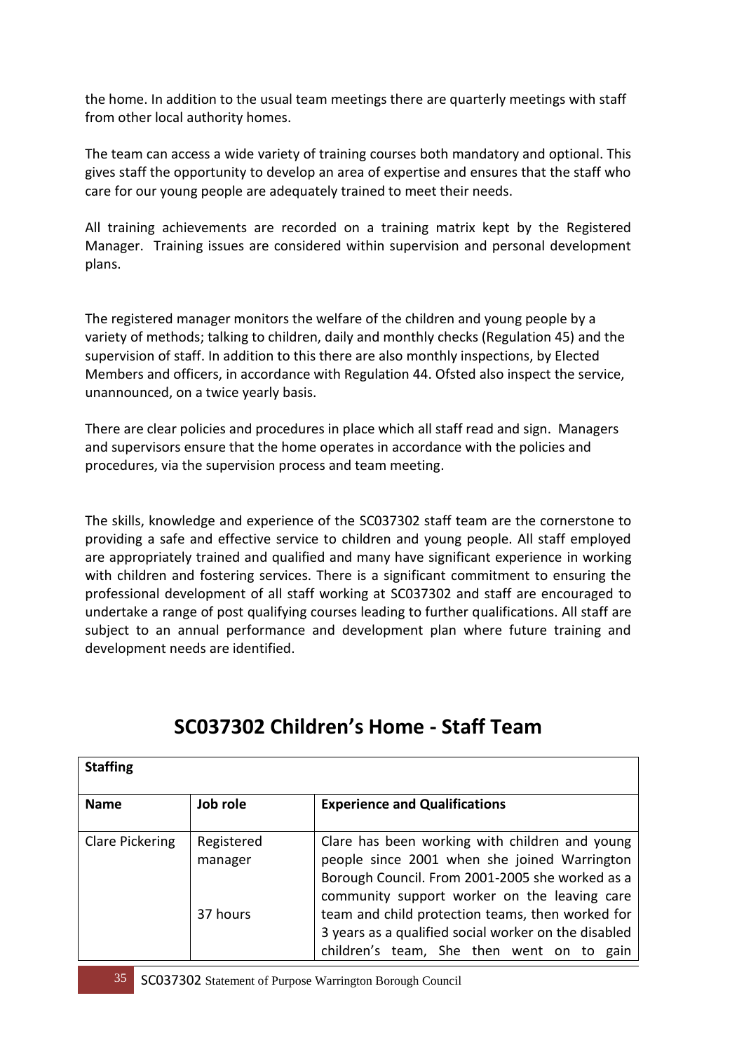the home. In addition to the usual team meetings there are quarterly meetings with staff from other local authority homes.

The team can access a wide variety of training courses both mandatory and optional. This gives staff the opportunity to develop an area of expertise and ensures that the staff who care for our young people are adequately trained to meet their needs.

All training achievements are recorded on a training matrix kept by the Registered Manager. Training issues are considered within supervision and personal development plans.

The registered manager monitors the welfare of the children and young people by a variety of methods; talking to children, daily and monthly checks (Regulation 45) and the supervision of staff. In addition to this there are also monthly inspections, by Elected Members and officers, in accordance with Regulation 44. Ofsted also inspect the service, unannounced, on a twice yearly basis.

There are clear policies and procedures in place which all staff read and sign. Managers and supervisors ensure that the home operates in accordance with the policies and procedures, via the supervision process and team meeting.

The skills, knowledge and experience of the SC037302 staff team are the cornerstone to providing a safe and effective service to children and young people. All staff employed are appropriately trained and qualified and many have significant experience in working with children and fostering services. There is a significant commitment to ensuring the professional development of all staff working at SC037302 and staff are encouraged to undertake a range of post qualifying courses leading to further qualifications. All staff are subject to an annual performance and development plan where future training and development needs are identified.

## SC037302 Children's Home - Staff Team

| **Staffing** | | |
|---|---|---|
| **Name** | **Job role** | **Experience and Qualifications** |
| Clare Pickering | Registered manager<br><br>37 hours | Clare has been working with children and young people since 2001 when she joined Warrington Borough Council. From 2001-2005 she worked as a community support worker on the leaving care team and child protection teams, then worked for 3 years as a qualified social worker on the disabled children's team, She then went on to gain |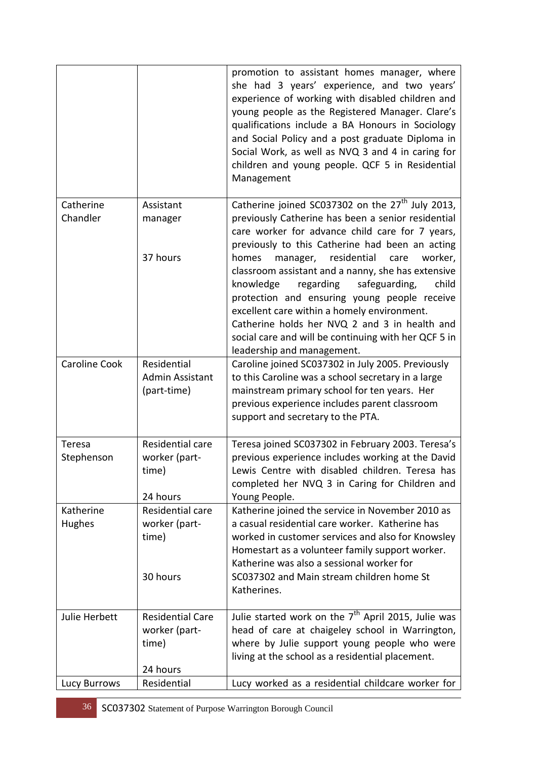| | | |
|---|---|---|
| | | promotion to assistant homes manager, where she had 3 years' experience, and two years' experience of working with disabled children and young people as the Registered Manager. Clare's qualifications include a BA Honours in Sociology and Social Policy and a post graduate Diploma in Social Work, as well as NVQ 3 and 4 in caring for children and young people. QCF 5 in Residential Management |
| Catherine Chandler | Assistant manager<br><br>37 hours | Catherine joined SC037302 on the 27th July 2013, previously Catherine has been a senior residential care worker for advance child care for 7 years, previously to this Catherine had been an acting homes manager, residential care worker, classroom assistant and a nanny, she has extensive knowledge regarding safeguarding, child protection and ensuring young people receive excellent care within a homely environment.<br>Catherine holds her NVQ 2 and 3 in health and social care and will be continuing with her QCF 5 in leadership and management. |
| Caroline Cook | Residential Admin Assistant (part-time) | Caroline joined SC037302 in July 2005. Previously to this Caroline was a school secretary in a large mainstream primary school for ten years. Her previous experience includes parent classroom support and secretary to the PTA. |
| Teresa Stephenson | Residential care worker (part-time)<br><br>24 hours | Teresa joined SC037302 in February 2003. Teresa's previous experience includes working at the David Lewis Centre with disabled children. Teresa has completed her NVQ 3 in Caring for Children and Young People. |
| Katherine Hughes | Residential care worker (part-time)<br><br>30 hours | Katherine joined the service in November 2010 as a casual residential care worker. Katherine has worked in customer services and also for Knowsley Homestart as a volunteer family support worker. Katherine was also a sessional worker for SC037302 and Main stream children home St Katherines. |
| Julie Herbett | Residential Care worker (part-time)<br><br>24 hours | Julie started work on the 7th April 2015, Julie was head of care at chaigeley school in Warrington, where by Julie support young people who were living at the school as a residential placement. |
| Lucy Burrows | Residential | Lucy worked as a residential childcare worker for |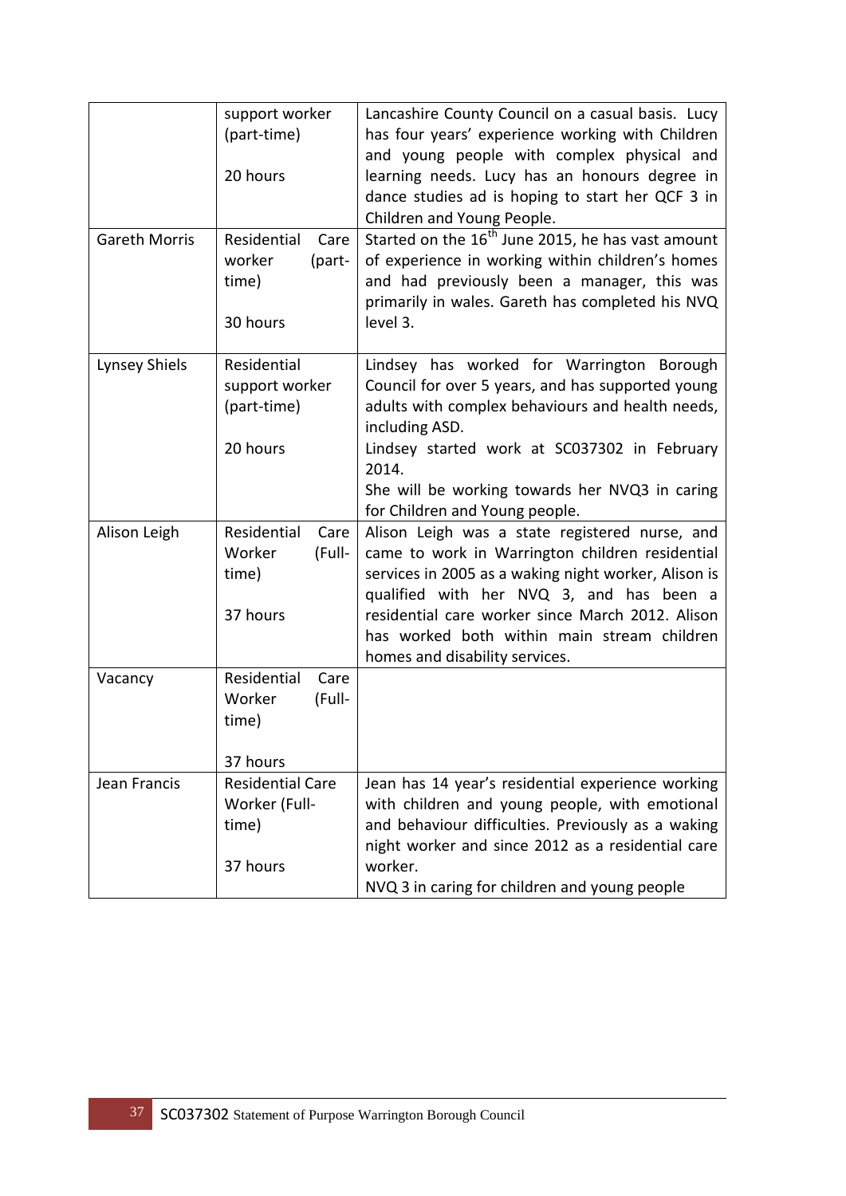| | | |
|---|---|---|
| | support worker (part-time)<br><br>20 hours | Lancashire County Council on a casual basis. Lucy has four years' experience working with Children and young people with complex physical and learning needs. Lucy has an honours degree in dance studies ad is hoping to start her QCF 3 in Children and Young People. |
| Gareth Morris | Residential Care worker (part-time)<br><br>30 hours | Started on the 16th June 2015, he has vast amount of experience in working within children's homes and had previously been a manager, this was primarily in wales. Gareth has completed his NVQ level 3. |
| Lynsey Shiels | Residential support worker (part-time)<br><br>20 hours | Lindsey has worked for Warrington Borough Council for over 5 years, and has supported young adults with complex behaviours and health needs, including ASD.<br>Lindsey started work at SC037302 in February 2014.<br>She will be working towards her NVQ3 in caring for Children and Young people. |
| Alison Leigh | Residential Care Worker (Full-time)<br><br>37 hours | Alison Leigh was a state registered nurse, and came to work in Warrington children residential services in 2005 as a waking night worker, Alison is qualified with her NVQ 3, and has been a residential care worker since March 2012. Alison has worked both within main stream children homes and disability services. |
| Vacancy | Residential Care Worker (Full-time)<br><br>37 hours | |
| Jean Francis | Residential Care Worker (Full-time)<br><br>37 hours | Jean has 14 year's residential experience working with children and young people, with emotional and behaviour difficulties. Previously as a waking night worker and since 2012 as a residential care worker.<br>NVQ 3 in caring for children and young people |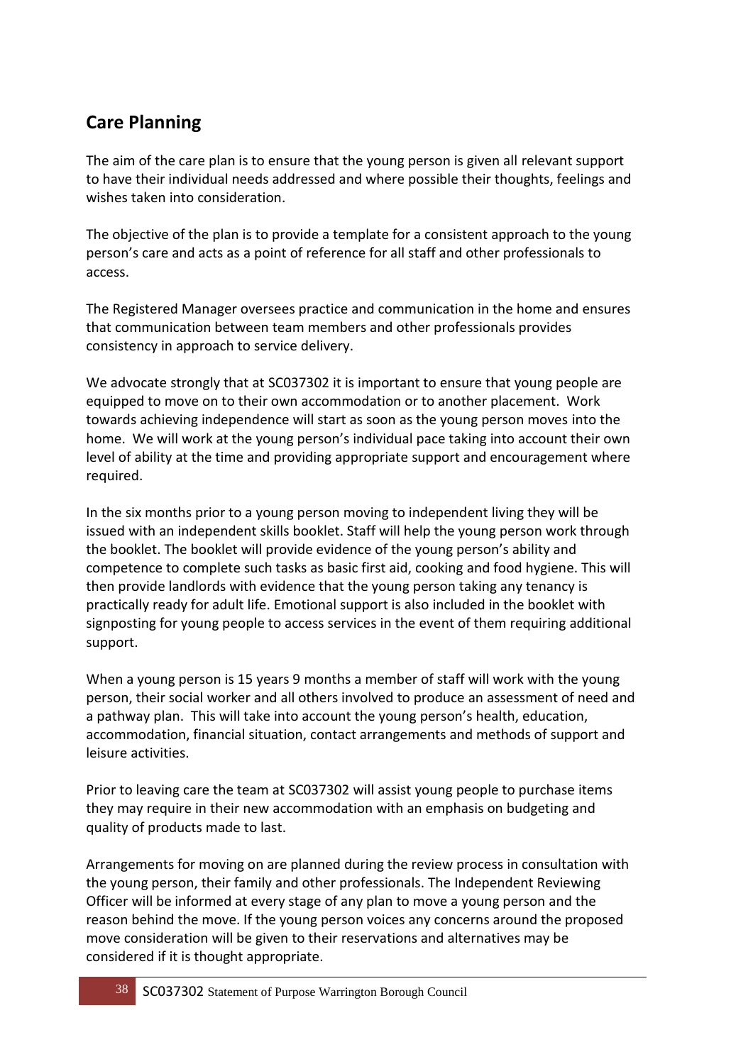## Care Planning

The aim of the care plan is to ensure that the young person is given all relevant support to have their individual needs addressed and where possible their thoughts, feelings and wishes taken into consideration.

The objective of the plan is to provide a template for a consistent approach to the young person's care and acts as a point of reference for all staff and other professionals to access.

The Registered Manager oversees practice and communication in the home and ensures that communication between team members and other professionals provides consistency in approach to service delivery.

We advocate strongly that at SC037302 it is important to ensure that young people are equipped to move on to their own accommodation or to another placement. Work towards achieving independence will start as soon as the young person moves into the home. We will work at the young person's individual pace taking into account their own level of ability at the time and providing appropriate support and encouragement where required.

In the six months prior to a young person moving to independent living they will be issued with an independent skills booklet. Staff will help the young person work through the booklet. The booklet will provide evidence of the young person's ability and competence to complete such tasks as basic first aid, cooking and food hygiene. This will then provide landlords with evidence that the young person taking any tenancy is practically ready for adult life. Emotional support is also included in the booklet with signposting for young people to access services in the event of them requiring additional support.

When a young person is 15 years 9 months a member of staff will work with the young person, their social worker and all others involved to produce an assessment of need and a pathway plan. This will take into account the young person's health, education, accommodation, financial situation, contact arrangements and methods of support and leisure activities.

Prior to leaving care the team at SC037302 will assist young people to purchase items they may require in their new accommodation with an emphasis on budgeting and quality of products made to last.

Arrangements for moving on are planned during the review process in consultation with the young person, their family and other professionals. The Independent Reviewing Officer will be informed at every stage of any plan to move a young person and the reason behind the move. If the young person voices any concerns around the proposed move consideration will be given to their reservations and alternatives may be considered if it is thought appropriate.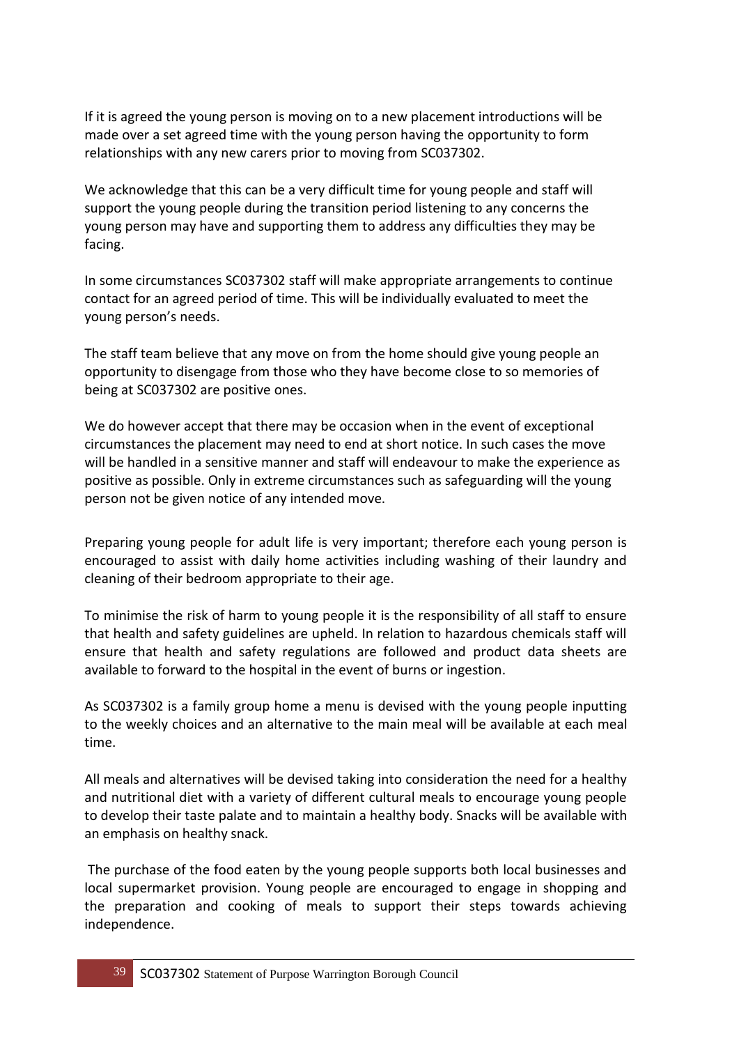If it is agreed the young person is moving on to a new placement introductions will be made over a set agreed time with the young person having the opportunity to form relationships with any new carers prior to moving from SC037302.

We acknowledge that this can be a very difficult time for young people and staff will support the young people during the transition period listening to any concerns the young person may have and supporting them to address any difficulties they may be facing.

In some circumstances SC037302 staff will make appropriate arrangements to continue contact for an agreed period of time. This will be individually evaluated to meet the young person's needs.

The staff team believe that any move on from the home should give young people an opportunity to disengage from those who they have become close to so memories of being at SC037302 are positive ones.

We do however accept that there may be occasion when in the event of exceptional circumstances the placement may need to end at short notice. In such cases the move will be handled in a sensitive manner and staff will endeavour to make the experience as positive as possible. Only in extreme circumstances such as safeguarding will the young person not be given notice of any intended move.

Preparing young people for adult life is very important; therefore each young person is encouraged to assist with daily home activities including washing of their laundry and cleaning of their bedroom appropriate to their age.

To minimise the risk of harm to young people it is the responsibility of all staff to ensure that health and safety guidelines are upheld. In relation to hazardous chemicals staff will ensure that health and safety regulations are followed and product data sheets are available to forward to the hospital in the event of burns or ingestion.

As SC037302 is a family group home a menu is devised with the young people inputting to the weekly choices and an alternative to the main meal will be available at each meal time.

All meals and alternatives will be devised taking into consideration the need for a healthy and nutritional diet with a variety of different cultural meals to encourage young people to develop their taste palate and to maintain a healthy body. Snacks will be available with an emphasis on healthy snack.

The purchase of the food eaten by the young people supports both local businesses and local supermarket provision. Young people are encouraged to engage in shopping and the preparation and cooking of meals to support their steps towards achieving independence.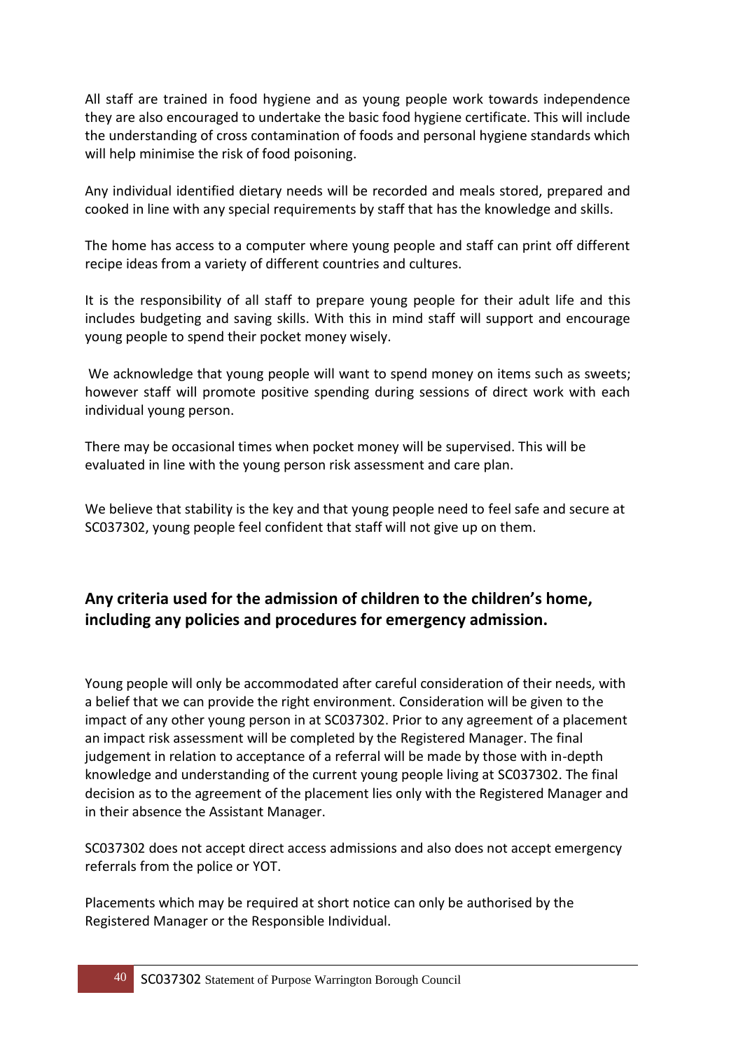All staff are trained in food hygiene and as young people work towards independence they are also encouraged to undertake the basic food hygiene certificate. This will include the understanding of cross contamination of foods and personal hygiene standards which will help minimise the risk of food poisoning.

Any individual identified dietary needs will be recorded and meals stored, prepared and cooked in line with any special requirements by staff that has the knowledge and skills.

The home has access to a computer where young people and staff can print off different recipe ideas from a variety of different countries and cultures.

It is the responsibility of all staff to prepare young people for their adult life and this includes budgeting and saving skills. With this in mind staff will support and encourage young people to spend their pocket money wisely.

We acknowledge that young people will want to spend money on items such as sweets; however staff will promote positive spending during sessions of direct work with each individual young person.

There may be occasional times when pocket money will be supervised. This will be evaluated in line with the young person risk assessment and care plan.

We believe that stability is the key and that young people need to feel safe and secure at SC037302, young people feel confident that staff will not give up on them.

## Any criteria used for the admission of children to the children's home, including any policies and procedures for emergency admission.

Young people will only be accommodated after careful consideration of their needs, with a belief that we can provide the right environment. Consideration will be given to the impact of any other young person in at SC037302. Prior to any agreement of a placement an impact risk assessment will be completed by the Registered Manager. The final judgement in relation to acceptance of a referral will be made by those with in-depth knowledge and understanding of the current young people living at SC037302. The final decision as to the agreement of the placement lies only with the Registered Manager and in their absence the Assistant Manager.

SC037302 does not accept direct access admissions and also does not accept emergency referrals from the police or YOT.

Placements which may be required at short notice can only be authorised by the Registered Manager or the Responsible Individual.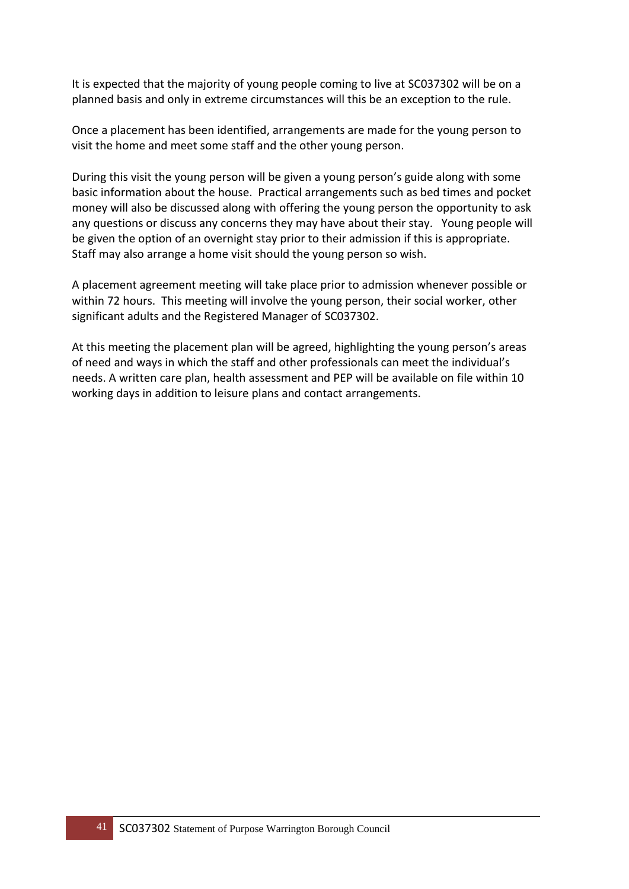It is expected that the majority of young people coming to live at SC037302 will be on a planned basis and only in extreme circumstances will this be an exception to the rule.

Once a placement has been identified, arrangements are made for the young person to visit the home and meet some staff and the other young person.

During this visit the young person will be given a young person's guide along with some basic information about the house. Practical arrangements such as bed times and pocket money will also be discussed along with offering the young person the opportunity to ask any questions or discuss any concerns they may have about their stay. Young people will be given the option of an overnight stay prior to their admission if this is appropriate. Staff may also arrange a home visit should the young person so wish.

A placement agreement meeting will take place prior to admission whenever possible or within 72 hours. This meeting will involve the young person, their social worker, other significant adults and the Registered Manager of SC037302.

At this meeting the placement plan will be agreed, highlighting the young person's areas of need and ways in which the staff and other professionals can meet the individual's needs. A written care plan, health assessment and PEP will be available on file within 10 working days in addition to leisure plans and contact arrangements.